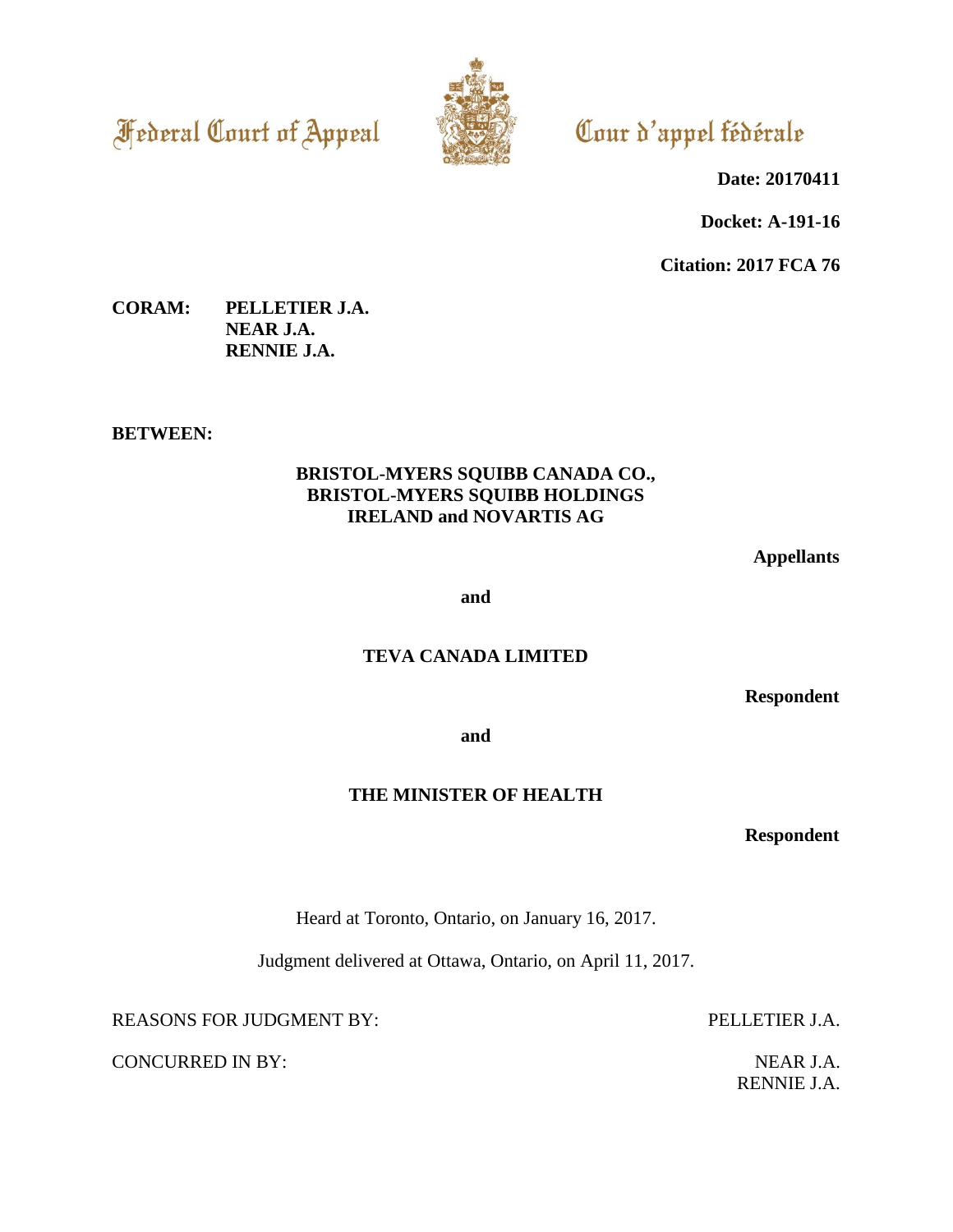Federal Court of Appeal | Cour d'appel fédérale

**Date: 20170411**

**Docket: A-191-16**

**Citation: 2017 FCA 76**

**CORAM:** **PELLETIER J.A.**
**NEAR J.A.**
**RENNIE J.A.**

**BETWEEN:**

**BRISTOL-MYERS SQUIBB CANADA CO., BRISTOL-MYERS SQUIBB HOLDINGS IRELAND and NOVARTIS AG**

**Appellants**

**and**

**TEVA CANADA LIMITED**

**Respondent**

**and**

**THE MINISTER OF HEALTH**

**Respondent**

Heard at Toronto, Ontario, on January 16, 2017.

Judgment delivered at Ottawa, Ontario, on April 11, 2017.

REASONS FOR JUDGMENT BY: PELLETIER J.A.

CONCURRED IN BY: NEAR J.A.
RENNIE J.A.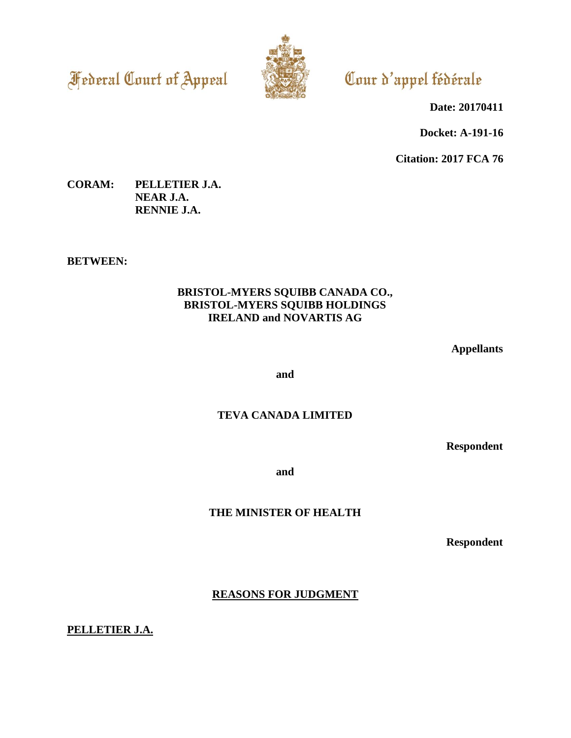Federal Court of Appeal

Cour d'appel fédérale

**Date: 20170411**

**Docket: A-191-16**

**Citation: 2017 FCA 76**

**CORAM: PELLETIER J.A.**
**NEAR J.A.**
**RENNIE J.A.**

**BETWEEN:**

**BRISTOL-MYERS SQUIBB CANADA CO., BRISTOL-MYERS SQUIBB HOLDINGS IRELAND and NOVARTIS AG**

**Appellants**

**and**

**TEVA CANADA LIMITED**

**Respondent**

**and**

**THE MINISTER OF HEALTH**

**Respondent**

**REASONS FOR JUDGMENT**

**PELLETIER J.A.**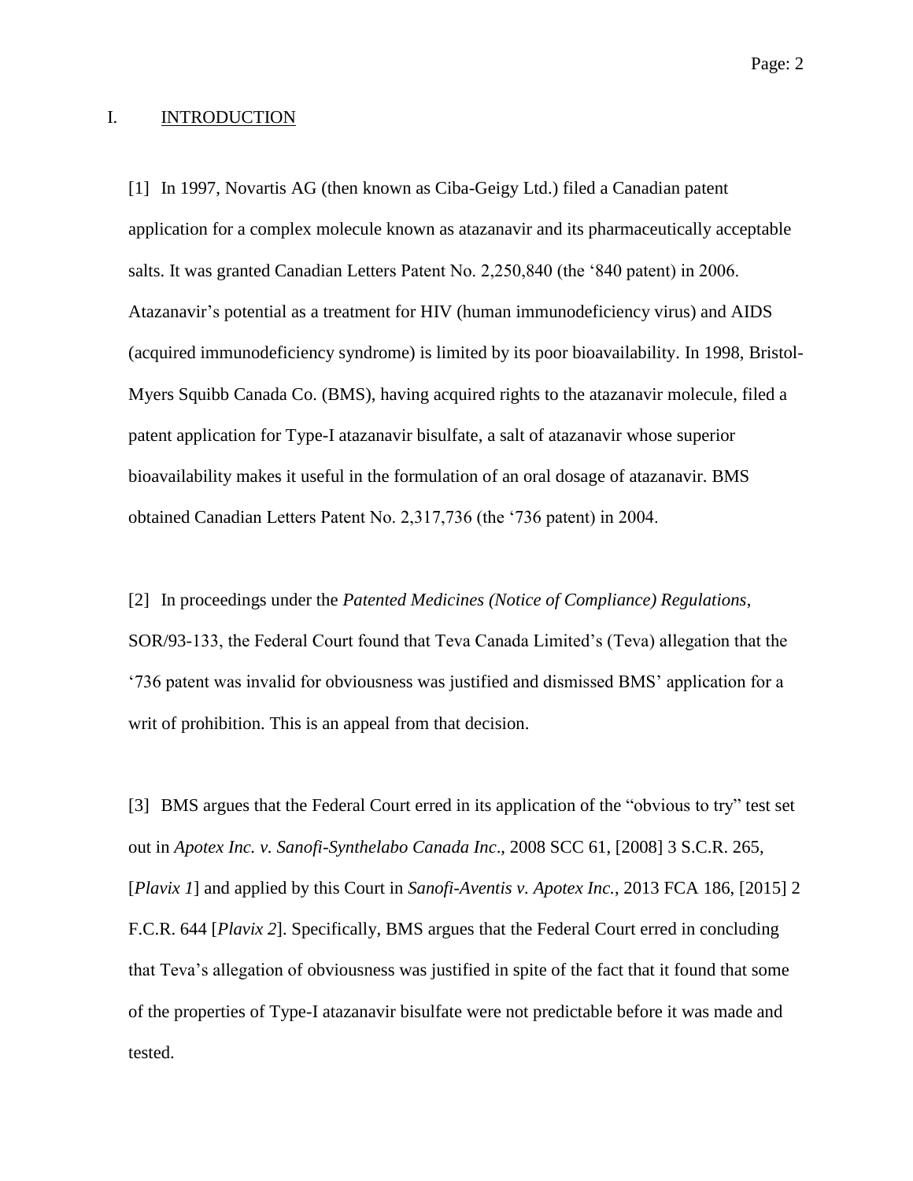## I. INTRODUCTION

[1] In 1997, Novartis AG (then known as Ciba-Geigy Ltd.) filed a Canadian patent application for a complex molecule known as atazanavir and its pharmaceutically acceptable salts. It was granted Canadian Letters Patent No. 2,250,840 (the '840 patent) in 2006. Atazanavir's potential as a treatment for HIV (human immunodeficiency virus) and AIDS (acquired immunodeficiency syndrome) is limited by its poor bioavailability. In 1998, Bristol-Myers Squibb Canada Co. (BMS), having acquired rights to the atazanavir molecule, filed a patent application for Type-I atazanavir bisulfate, a salt of atazanavir whose superior bioavailability makes it useful in the formulation of an oral dosage of atazanavir. BMS obtained Canadian Letters Patent No. 2,317,736 (the '736 patent) in 2004.

[2] In proceedings under the *Patented Medicines (Notice of Compliance) Regulations*, SOR/93-133, the Federal Court found that Teva Canada Limited's (Teva) allegation that the '736 patent was invalid for obviousness was justified and dismissed BMS' application for a writ of prohibition. This is an appeal from that decision.

[3] BMS argues that the Federal Court erred in its application of the "obvious to try" test set out in *Apotex Inc. v. Sanofi-Synthelabo Canada Inc*., 2008 SCC 61, [2008] 3 S.C.R. 265, [*Plavix 1*] and applied by this Court in *Sanofi-Aventis v. Apotex Inc.*, 2013 FCA 186, [2015] 2 F.C.R. 644 [*Plavix 2*]. Specifically, BMS argues that the Federal Court erred in concluding that Teva's allegation of obviousness was justified in spite of the fact that it found that some of the properties of Type-I atazanavir bisulfate were not predictable before it was made and tested.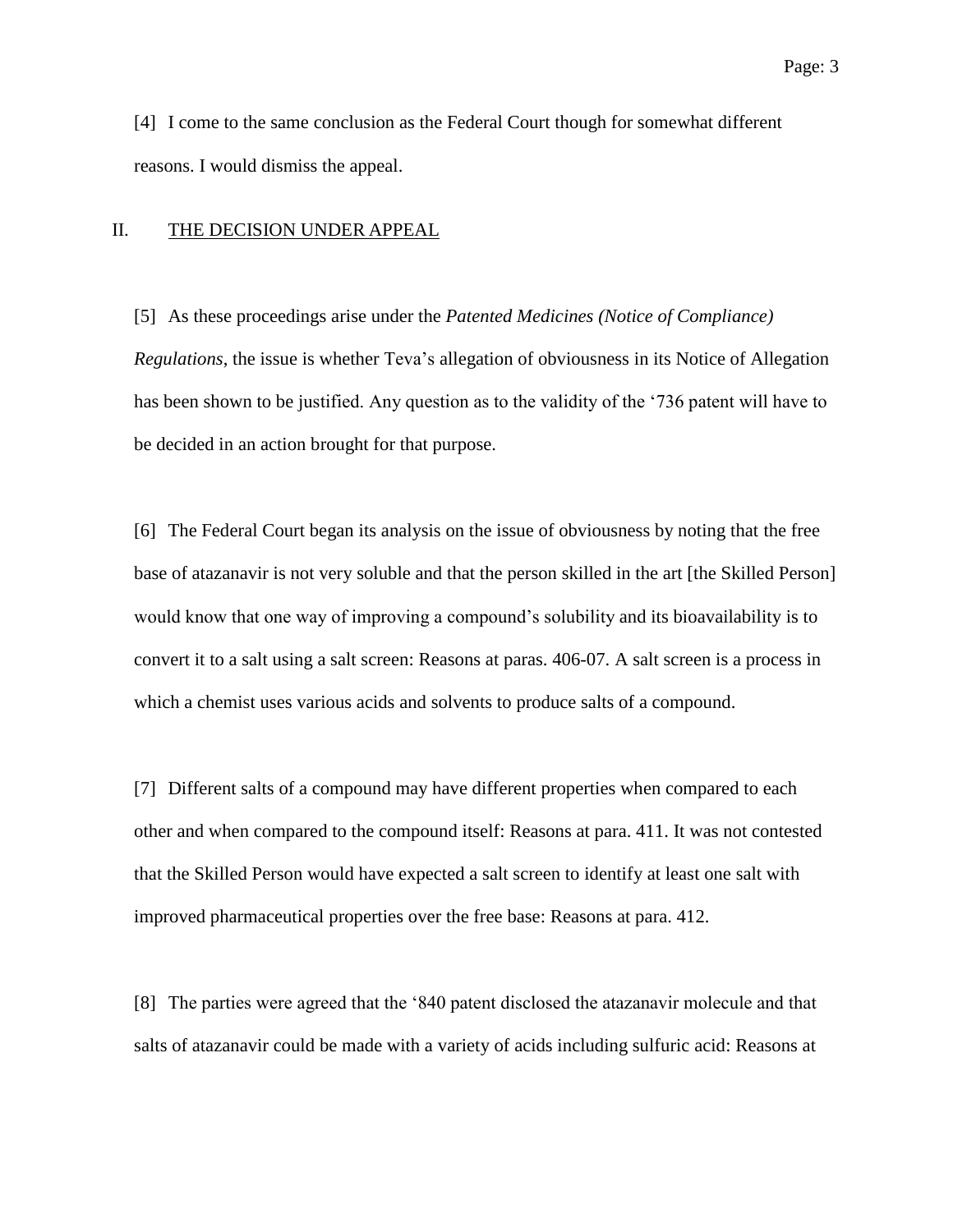[4] I come to the same conclusion as the Federal Court though for somewhat different reasons. I would dismiss the appeal.

## II. THE DECISION UNDER APPEAL

[5] As these proceedings arise under the *Patented Medicines (Notice of Compliance) Regulations*, the issue is whether Teva's allegation of obviousness in its Notice of Allegation has been shown to be justified. Any question as to the validity of the '736 patent will have to be decided in an action brought for that purpose.

[6] The Federal Court began its analysis on the issue of obviousness by noting that the free base of atazanavir is not very soluble and that the person skilled in the art [the Skilled Person] would know that one way of improving a compound's solubility and its bioavailability is to convert it to a salt using a salt screen: Reasons at paras. 406-07. A salt screen is a process in which a chemist uses various acids and solvents to produce salts of a compound.

[7] Different salts of a compound may have different properties when compared to each other and when compared to the compound itself: Reasons at para. 411. It was not contested that the Skilled Person would have expected a salt screen to identify at least one salt with improved pharmaceutical properties over the free base: Reasons at para. 412.

[8] The parties were agreed that the '840 patent disclosed the atazanavir molecule and that salts of atazanavir could be made with a variety of acids including sulfuric acid: Reasons at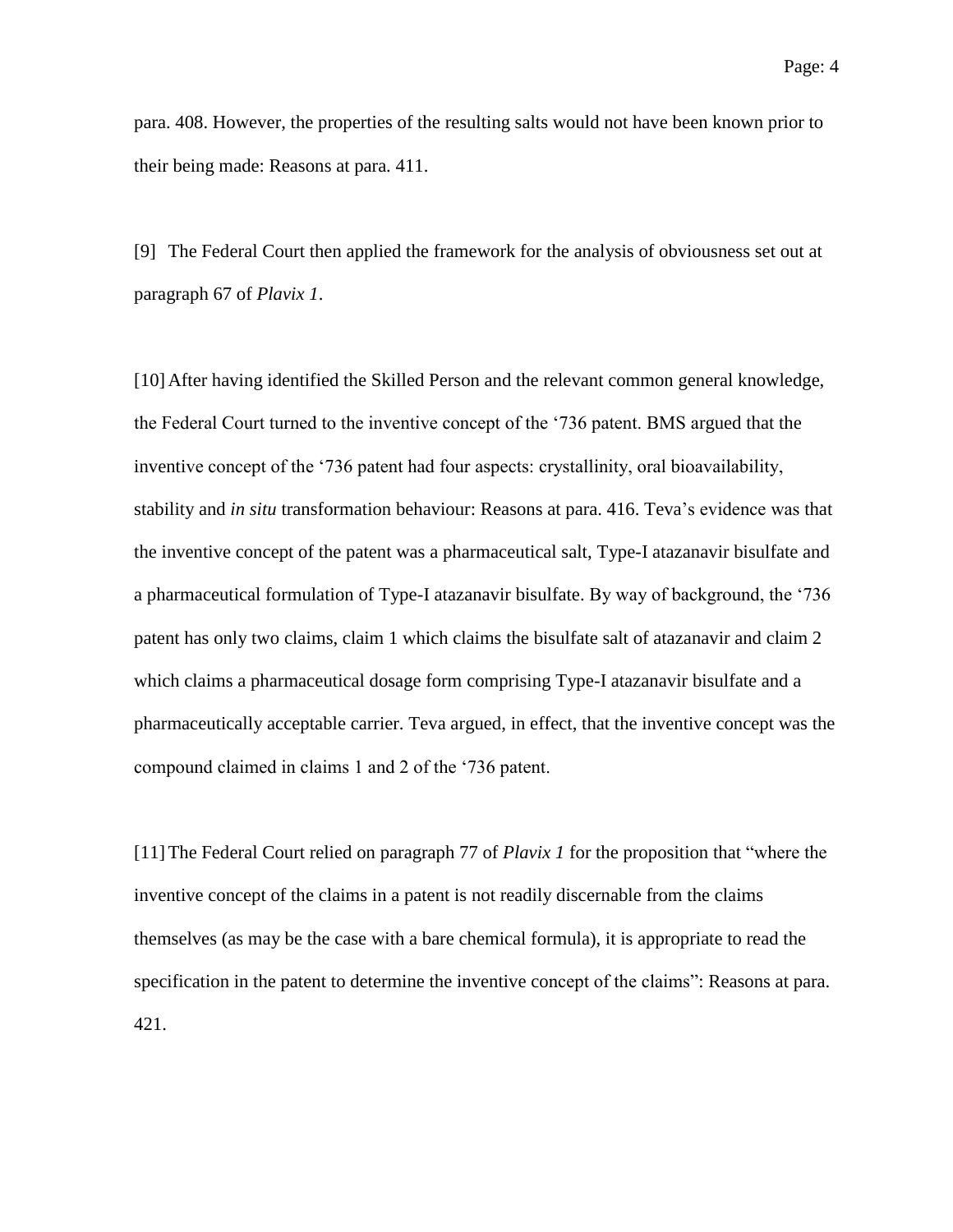para. 408. However, the properties of the resulting salts would not have been known prior to their being made: Reasons at para. 411.

[9] The Federal Court then applied the framework for the analysis of obviousness set out at paragraph 67 of *Plavix 1*.

[10] After having identified the Skilled Person and the relevant common general knowledge, the Federal Court turned to the inventive concept of the ‘736 patent. BMS argued that the inventive concept of the ‘736 patent had four aspects: crystallinity, oral bioavailability, stability and *in situ* transformation behaviour: Reasons at para. 416. Teva’s evidence was that the inventive concept of the patent was a pharmaceutical salt, Type-I atazanavir bisulfate and a pharmaceutical formulation of Type-I atazanavir bisulfate. By way of background, the ‘736 patent has only two claims, claim 1 which claims the bisulfate salt of atazanavir and claim 2 which claims a pharmaceutical dosage form comprising Type-I atazanavir bisulfate and a pharmaceutically acceptable carrier. Teva argued, in effect, that the inventive concept was the compound claimed in claims 1 and 2 of the ‘736 patent.

[11] The Federal Court relied on paragraph 77 of *Plavix 1* for the proposition that “where the inventive concept of the claims in a patent is not readily discernable from the claims themselves (as may be the case with a bare chemical formula), it is appropriate to read the specification in the patent to determine the inventive concept of the claims”: Reasons at para. 421.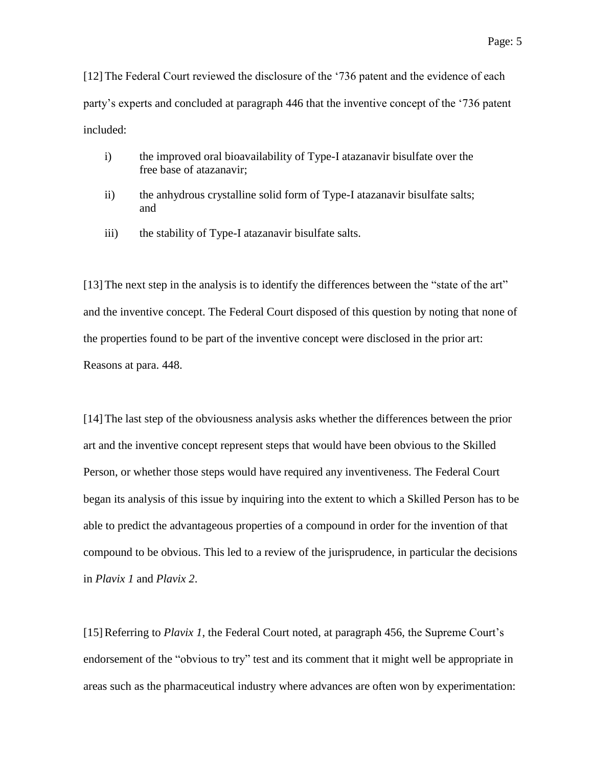[12] The Federal Court reviewed the disclosure of the '736 patent and the evidence of each party's experts and concluded at paragraph 446 that the inventive concept of the '736 patent included:

i) the improved oral bioavailability of Type-I atazanavir bisulfate over the free base of atazanavir;

ii) the anhydrous crystalline solid form of Type-I atazanavir bisulfate salts; and

iii) the stability of Type-I atazanavir bisulfate salts.

[13] The next step in the analysis is to identify the differences between the "state of the art" and the inventive concept. The Federal Court disposed of this question by noting that none of the properties found to be part of the inventive concept were disclosed in the prior art: Reasons at para. 448.

[14] The last step of the obviousness analysis asks whether the differences between the prior art and the inventive concept represent steps that would have been obvious to the Skilled Person, or whether those steps would have required any inventiveness. The Federal Court began its analysis of this issue by inquiring into the extent to which a Skilled Person has to be able to predict the advantageous properties of a compound in order for the invention of that compound to be obvious. This led to a review of the jurisprudence, in particular the decisions in *Plavix 1* and *Plavix 2*.

[15] Referring to *Plavix 1*, the Federal Court noted, at paragraph 456, the Supreme Court's endorsement of the "obvious to try" test and its comment that it might well be appropriate in areas such as the pharmaceutical industry where advances are often won by experimentation: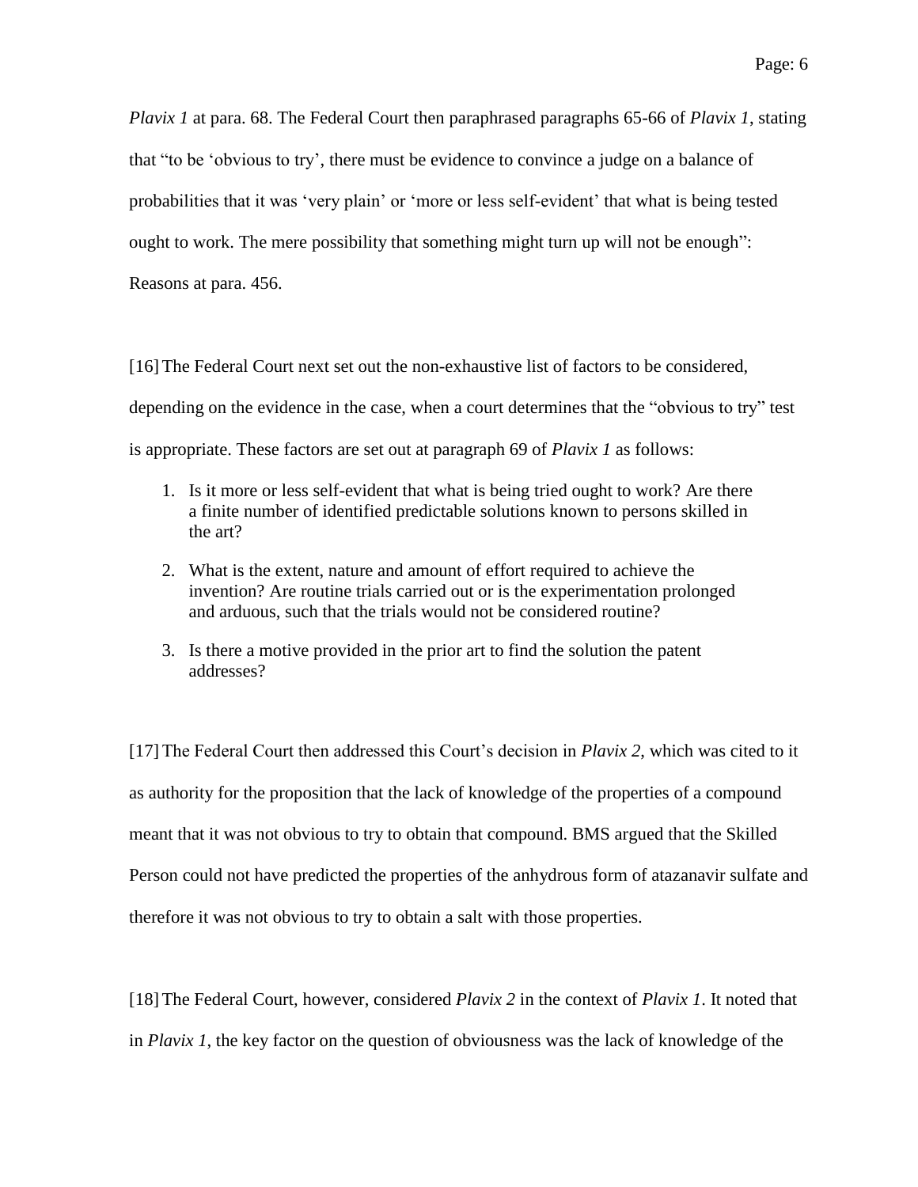*Plavix 1* at para. 68. The Federal Court then paraphrased paragraphs 65-66 of *Plavix 1*, stating that "to be 'obvious to try', there must be evidence to convince a judge on a balance of probabilities that it was 'very plain' or 'more or less self-evident' that what is being tested ought to work. The mere possibility that something might turn up will not be enough": Reasons at para. 456.

[16] The Federal Court next set out the non-exhaustive list of factors to be considered, depending on the evidence in the case, when a court determines that the "obvious to try" test is appropriate. These factors are set out at paragraph 69 of *Plavix 1* as follows:

1. Is it more or less self-evident that what is being tried ought to work? Are there a finite number of identified predictable solutions known to persons skilled in the art?
2. What is the extent, nature and amount of effort required to achieve the invention? Are routine trials carried out or is the experimentation prolonged and arduous, such that the trials would not be considered routine?
3. Is there a motive provided in the prior art to find the solution the patent addresses?

[17] The Federal Court then addressed this Court's decision in *Plavix 2*, which was cited to it as authority for the proposition that the lack of knowledge of the properties of a compound meant that it was not obvious to try to obtain that compound. BMS argued that the Skilled Person could not have predicted the properties of the anhydrous form of atazanavir sulfate and therefore it was not obvious to try to obtain a salt with those properties.

[18] The Federal Court, however, considered *Plavix 2* in the context of *Plavix 1*. It noted that in *Plavix 1*, the key factor on the question of obviousness was the lack of knowledge of the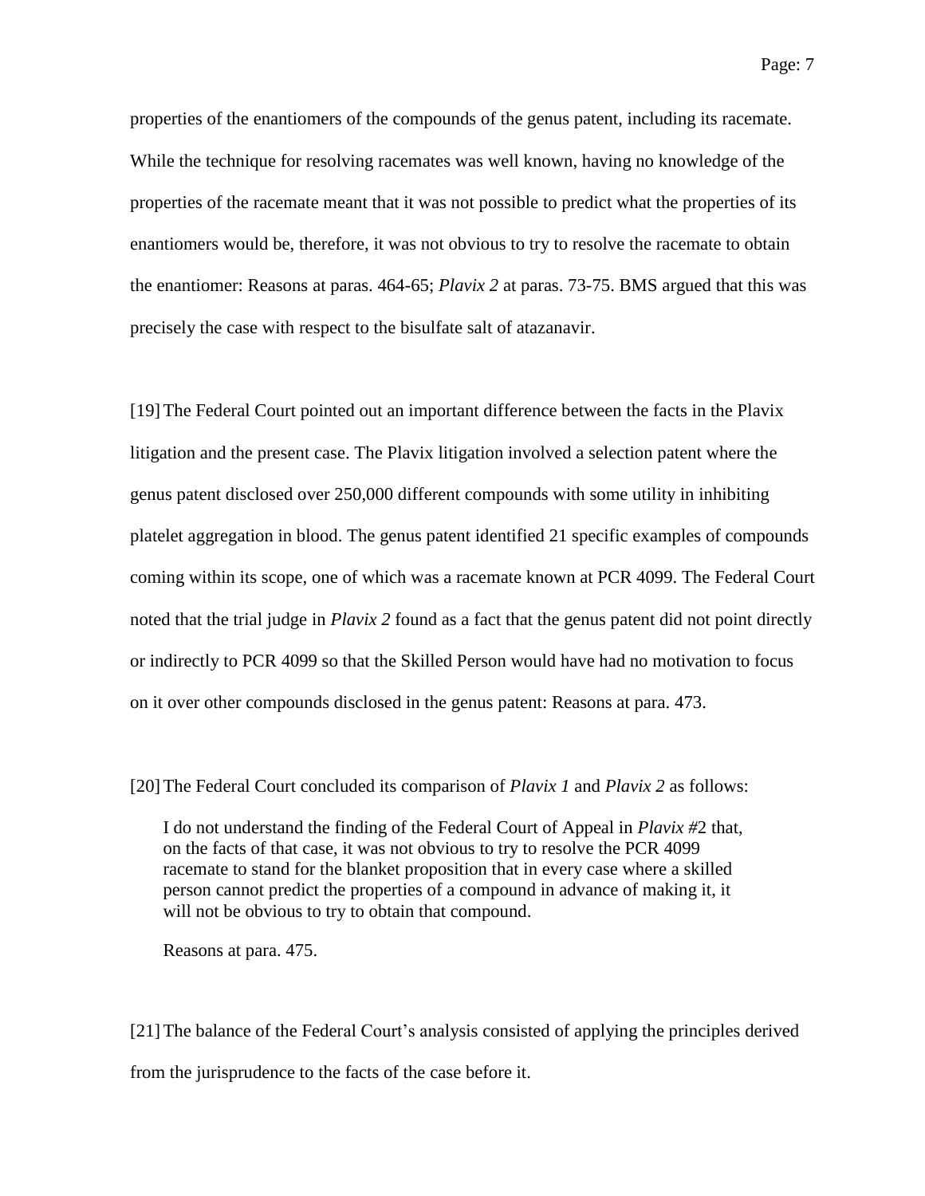properties of the enantiomers of the compounds of the genus patent, including its racemate. While the technique for resolving racemates was well known, having no knowledge of the properties of the racemate meant that it was not possible to predict what the properties of its enantiomers would be, therefore, it was not obvious to try to resolve the racemate to obtain the enantiomer: Reasons at paras. 464-65; *Plavix 2* at paras. 73-75. BMS argued that this was precisely the case with respect to the bisulfate salt of atazanavir.

[19] The Federal Court pointed out an important difference between the facts in the Plavix litigation and the present case. The Plavix litigation involved a selection patent where the genus patent disclosed over 250,000 different compounds with some utility in inhibiting platelet aggregation in blood. The genus patent identified 21 specific examples of compounds coming within its scope, one of which was a racemate known at PCR 4099. The Federal Court noted that the trial judge in *Plavix 2* found as a fact that the genus patent did not point directly or indirectly to PCR 4099 so that the Skilled Person would have had no motivation to focus on it over other compounds disclosed in the genus patent: Reasons at para. 473.

[20] The Federal Court concluded its comparison of *Plavix 1* and *Plavix 2* as follows:

> I do not understand the finding of the Federal Court of Appeal in *Plavix #*2 that, on the facts of that case, it was not obvious to try to resolve the PCR 4099 racemate to stand for the blanket proposition that in every case where a skilled person cannot predict the properties of a compound in advance of making it, it will not be obvious to try to obtain that compound.
>
> Reasons at para. 475.

[21] The balance of the Federal Court's analysis consisted of applying the principles derived from the jurisprudence to the facts of the case before it.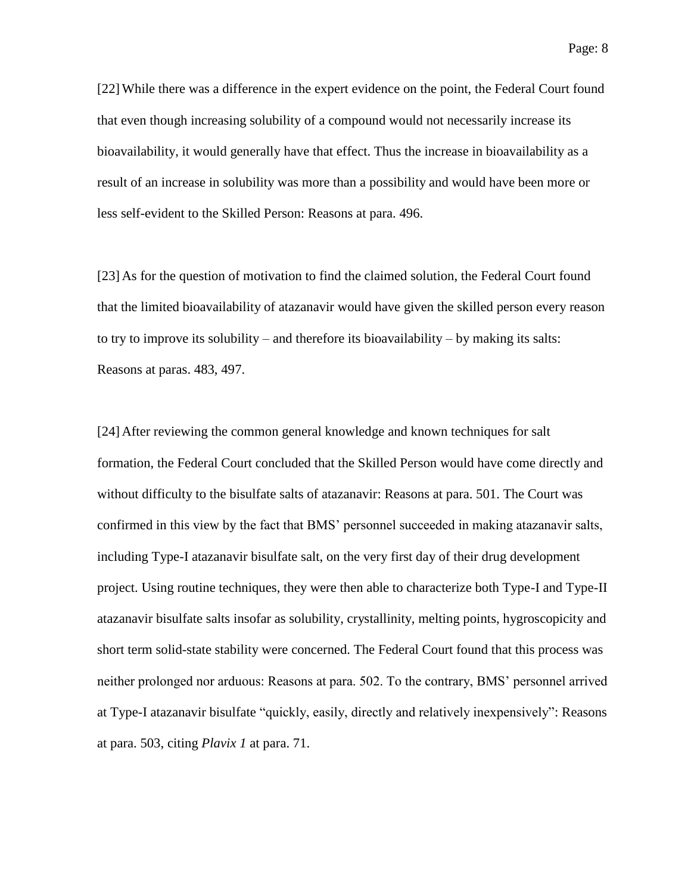[22] While there was a difference in the expert evidence on the point, the Federal Court found that even though increasing solubility of a compound would not necessarily increase its bioavailability, it would generally have that effect. Thus the increase in bioavailability as a result of an increase in solubility was more than a possibility and would have been more or less self-evident to the Skilled Person: Reasons at para. 496.

[23] As for the question of motivation to find the claimed solution, the Federal Court found that the limited bioavailability of atazanavir would have given the skilled person every reason to try to improve its solubility – and therefore its bioavailability – by making its salts: Reasons at paras. 483, 497.

[24] After reviewing the common general knowledge and known techniques for salt formation, the Federal Court concluded that the Skilled Person would have come directly and without difficulty to the bisulfate salts of atazanavir: Reasons at para. 501. The Court was confirmed in this view by the fact that BMS' personnel succeeded in making atazanavir salts, including Type-I atazanavir bisulfate salt, on the very first day of their drug development project. Using routine techniques, they were then able to characterize both Type-I and Type-II atazanavir bisulfate salts insofar as solubility, crystallinity, melting points, hygroscopicity and short term solid-state stability were concerned. The Federal Court found that this process was neither prolonged nor arduous: Reasons at para. 502. To the contrary, BMS' personnel arrived at Type-I atazanavir bisulfate "quickly, easily, directly and relatively inexpensively": Reasons at para. 503, citing *Plavix 1* at para. 71.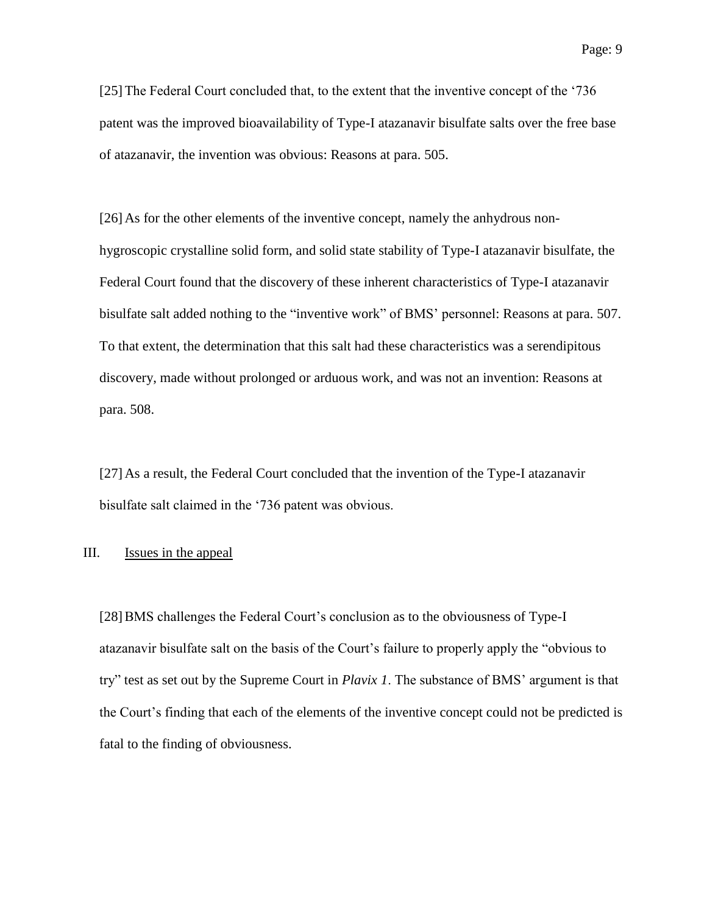[25] The Federal Court concluded that, to the extent that the inventive concept of the '736 patent was the improved bioavailability of Type-I atazanavir bisulfate salts over the free base of atazanavir, the invention was obvious: Reasons at para. 505.

[26] As for the other elements of the inventive concept, namely the anhydrous non-hygroscopic crystalline solid form, and solid state stability of Type-I atazanavir bisulfate, the Federal Court found that the discovery of these inherent characteristics of Type-I atazanavir bisulfate salt added nothing to the "inventive work" of BMS' personnel: Reasons at para. 507. To that extent, the determination that this salt had these characteristics was a serendipitous discovery, made without prolonged or arduous work, and was not an invention: Reasons at para. 508.

[27] As a result, the Federal Court concluded that the invention of the Type-I atazanavir bisulfate salt claimed in the '736 patent was obvious.

## III. Issues in the appeal

[28] BMS challenges the Federal Court's conclusion as to the obviousness of Type-I atazanavir bisulfate salt on the basis of the Court's failure to properly apply the "obvious to try" test as set out by the Supreme Court in *Plavix 1*. The substance of BMS' argument is that the Court's finding that each of the elements of the inventive concept could not be predicted is fatal to the finding of obviousness.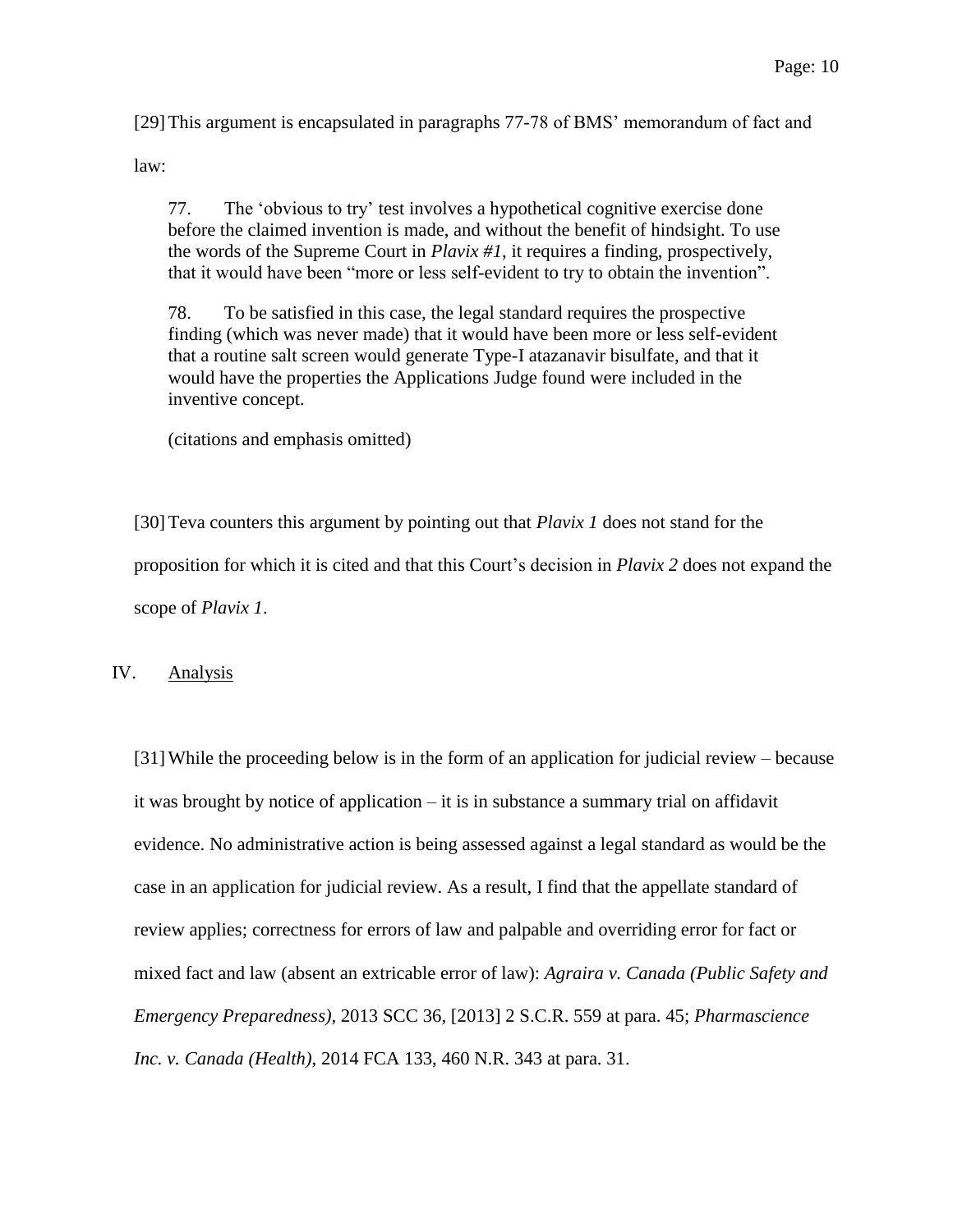[29] This argument is encapsulated in paragraphs 77-78 of BMS' memorandum of fact and law:

> 77. The 'obvious to try' test involves a hypothetical cognitive exercise done before the claimed invention is made, and without the benefit of hindsight. To use the words of the Supreme Court in *Plavix #1*, it requires a finding, prospectively, that it would have been "more or less self-evident to try to obtain the invention".
>
> 78. To be satisfied in this case, the legal standard requires the prospective finding (which was never made) that it would have been more or less self-evident that a routine salt screen would generate Type-I atazanavir bisulfate, and that it would have the properties the Applications Judge found were included in the inventive concept.
>
> (citations and emphasis omitted)

[30] Teva counters this argument by pointing out that *Plavix 1* does not stand for the proposition for which it is cited and that this Court's decision in *Plavix 2* does not expand the scope of *Plavix 1*.

## IV. Analysis

[31] While the proceeding below is in the form of an application for judicial review – because it was brought by notice of application – it is in substance a summary trial on affidavit evidence. No administrative action is being assessed against a legal standard as would be the case in an application for judicial review. As a result, I find that the appellate standard of review applies; correctness for errors of law and palpable and overriding error for fact or mixed fact and law (absent an extricable error of law): *Agraira v. Canada (Public Safety and Emergency Preparedness)*, 2013 SCC 36, [2013] 2 S.C.R. 559 at para. 45; *Pharmascience Inc. v. Canada (Health)*, 2014 FCA 133, 460 N.R. 343 at para. 31.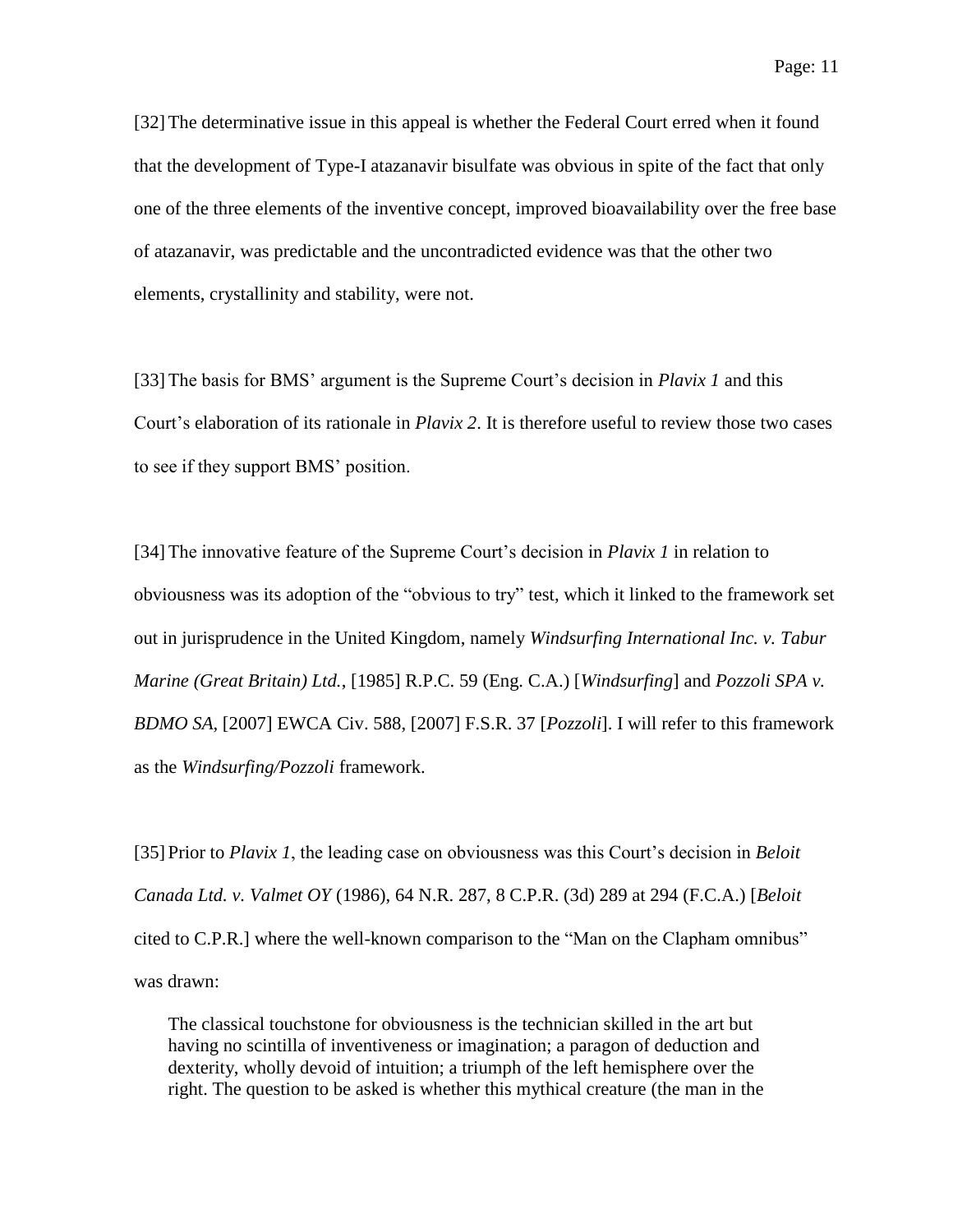[32] The determinative issue in this appeal is whether the Federal Court erred when it found that the development of Type-I atazanavir bisulfate was obvious in spite of the fact that only one of the three elements of the inventive concept, improved bioavailability over the free base of atazanavir, was predictable and the uncontradicted evidence was that the other two elements, crystallinity and stability, were not.

[33] The basis for BMS' argument is the Supreme Court's decision in *Plavix 1* and this Court's elaboration of its rationale in *Plavix 2*. It is therefore useful to review those two cases to see if they support BMS' position.

[34] The innovative feature of the Supreme Court's decision in *Plavix 1* in relation to obviousness was its adoption of the "obvious to try" test, which it linked to the framework set out in jurisprudence in the United Kingdom, namely *Windsurfing International Inc. v. Tabur Marine (Great Britain) Ltd.*, [1985] R.P.C. 59 (Eng. C.A.) [*Windsurfing*] and *Pozzoli SPA v. BDMO SA*, [2007] EWCA Civ. 588, [2007] F.S.R. 37 [*Pozzoli*]. I will refer to this framework as the *Windsurfing/Pozzoli* framework.

[35] Prior to *Plavix 1*, the leading case on obviousness was this Court's decision in *Beloit Canada Ltd. v. Valmet OY* (1986), 64 N.R. 287, 8 C.P.R. (3d) 289 at 294 (F.C.A.) [*Beloit* cited to C.P.R.] where the well-known comparison to the "Man on the Clapham omnibus" was drawn:

> The classical touchstone for obviousness is the technician skilled in the art but having no scintilla of inventiveness or imagination; a paragon of deduction and dexterity, wholly devoid of intuition; a triumph of the left hemisphere over the right. The question to be asked is whether this mythical creature (the man in the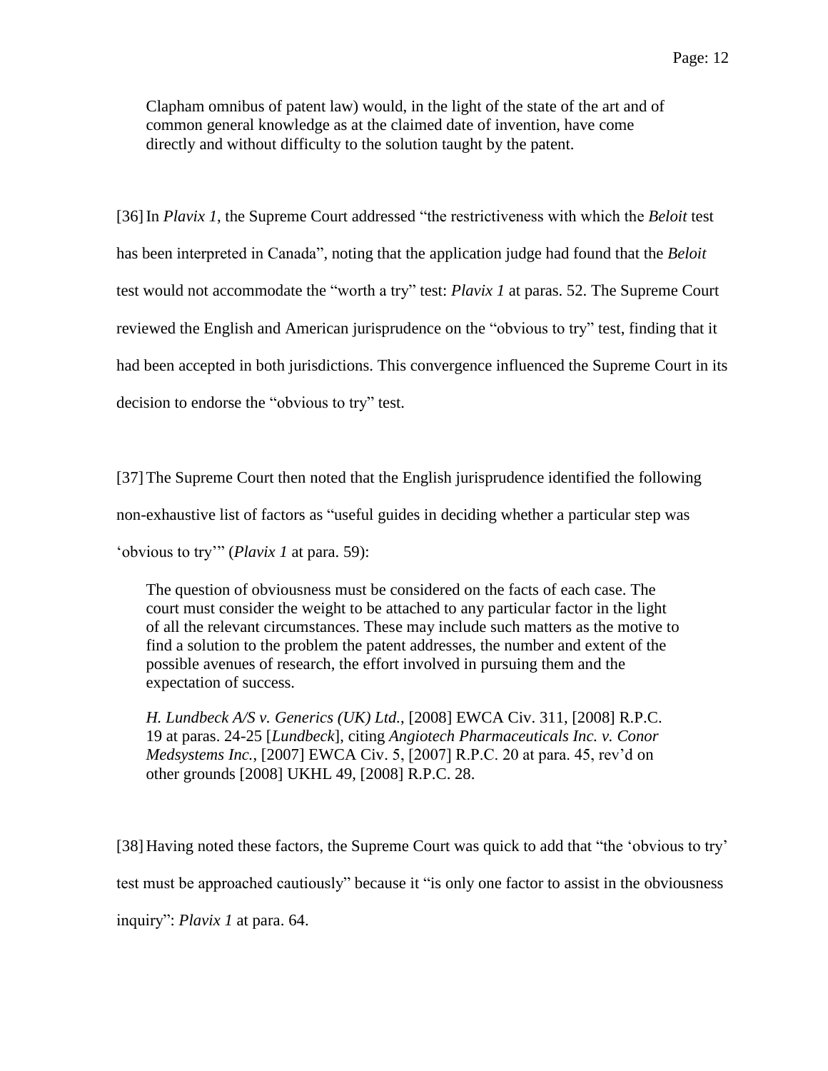> Clapham omnibus of patent law) would, in the light of the state of the art and of common general knowledge as at the claimed date of invention, have come directly and without difficulty to the solution taught by the patent.

[36] In *Plavix 1*, the Supreme Court addressed "the restrictiveness with which the *Beloit* test has been interpreted in Canada", noting that the application judge had found that the *Beloit* test would not accommodate the "worth a try" test: *Plavix 1* at paras. 52. The Supreme Court reviewed the English and American jurisprudence on the "obvious to try" test, finding that it had been accepted in both jurisdictions. This convergence influenced the Supreme Court in its decision to endorse the "obvious to try" test.

[37] The Supreme Court then noted that the English jurisprudence identified the following non-exhaustive list of factors as "useful guides in deciding whether a particular step was 'obvious to try'" (*Plavix 1* at para. 59):

> The question of obviousness must be considered on the facts of each case. The court must consider the weight to be attached to any particular factor in the light of all the relevant circumstances. These may include such matters as the motive to find a solution to the problem the patent addresses, the number and extent of the possible avenues of research, the effort involved in pursuing them and the expectation of success.
>
> *H. Lundbeck A/S v. Generics (UK) Ltd.*, [2008] EWCA Civ. 311, [2008] R.P.C. 19 at paras. 24-25 [*Lundbeck*], citing *Angiotech Pharmaceuticals Inc. v. Conor Medsystems Inc.*, [2007] EWCA Civ. 5, [2007] R.P.C. 20 at para. 45, rev'd on other grounds [2008] UKHL 49, [2008] R.P.C. 28.

[38] Having noted these factors, the Supreme Court was quick to add that "the 'obvious to try' test must be approached cautiously" because it "is only one factor to assist in the obviousness inquiry": *Plavix 1* at para. 64.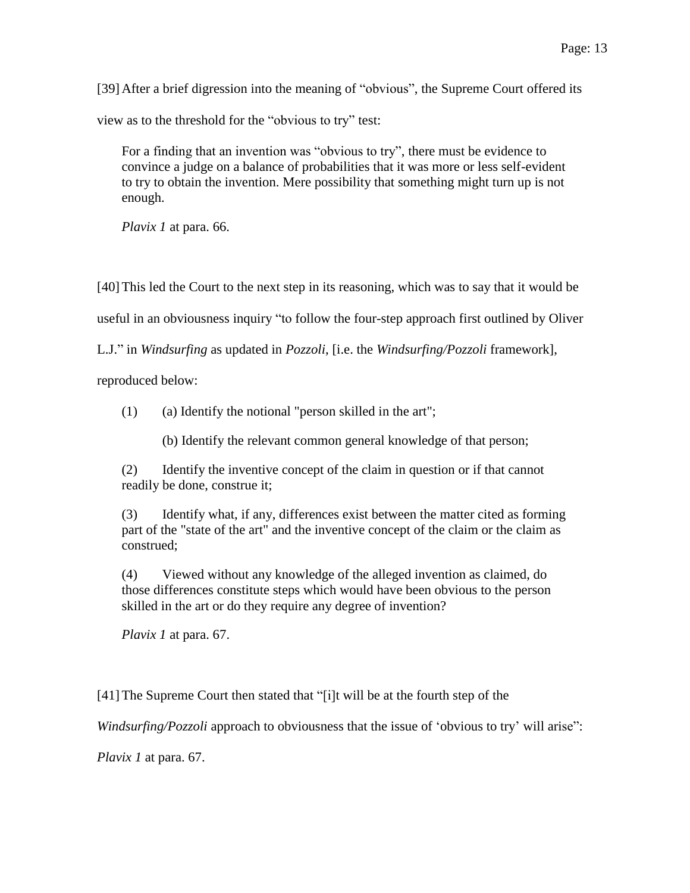[39] After a brief digression into the meaning of "obvious", the Supreme Court offered its view as to the threshold for the "obvious to try" test:

> For a finding that an invention was "obvious to try", there must be evidence to convince a judge on a balance of probabilities that it was more or less self-evident to try to obtain the invention. Mere possibility that something might turn up is not enough.
>
> *Plavix 1* at para. 66.

[40] This led the Court to the next step in its reasoning, which was to say that it would be useful in an obviousness inquiry "to follow the four-step approach first outlined by Oliver L.J." in *Windsurfing* as updated in *Pozzoli*, [i.e. the *Windsurfing/Pozzoli* framework], reproduced below:

> (1) (a) Identify the notional "person skilled in the art";
>
> (b) Identify the relevant common general knowledge of that person;
>
> (2) Identify the inventive concept of the claim in question or if that cannot readily be done, construe it;
>
> (3) Identify what, if any, differences exist between the matter cited as forming part of the "state of the art" and the inventive concept of the claim or the claim as construed;
>
> (4) Viewed without any knowledge of the alleged invention as claimed, do those differences constitute steps which would have been obvious to the person skilled in the art or do they require any degree of invention?
>
> *Plavix 1* at para. 67.

[41] The Supreme Court then stated that "[i]t will be at the fourth step of the *Windsurfing/Pozzoli* approach to obviousness that the issue of 'obvious to try' will arise": *Plavix 1* at para. 67.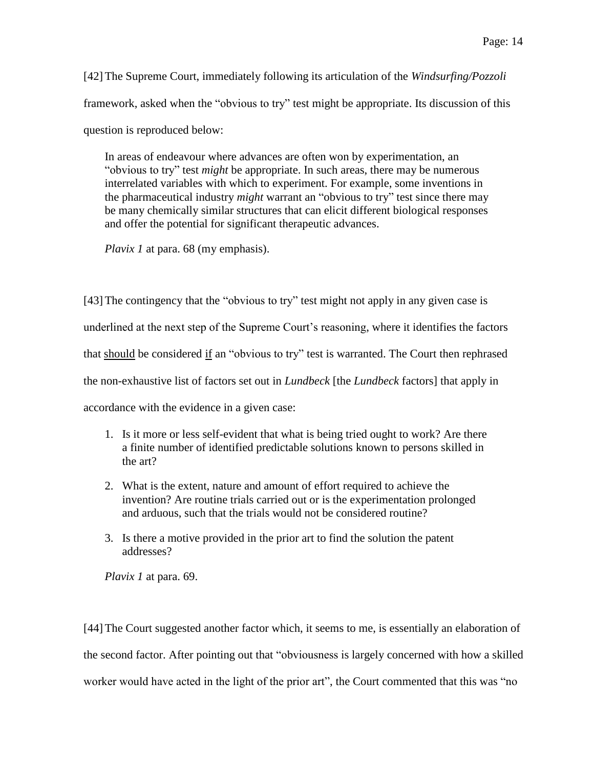[42] The Supreme Court, immediately following its articulation of the *Windsurfing/Pozzoli* framework, asked when the "obvious to try" test might be appropriate. Its discussion of this question is reproduced below:

> In areas of endeavour where advances are often won by experimentation, an "obvious to try" test *might* be appropriate. In such areas, there may be numerous interrelated variables with which to experiment. For example, some inventions in the pharmaceutical industry *might* warrant an "obvious to try" test since there may be many chemically similar structures that can elicit different biological responses and offer the potential for significant therapeutic advances.
>
> *Plavix 1* at para. 68 (my emphasis).

[43] The contingency that the "obvious to try" test might not apply in any given case is underlined at the next step of the Supreme Court's reasoning, where it identifies the factors that <u>should</u> be considered <u>if</u> an "obvious to try" test is warranted. The Court then rephrased the non-exhaustive list of factors set out in *Lundbeck* [the *Lundbeck* factors] that apply in accordance with the evidence in a given case:

> 1. Is it more or less self-evident that what is being tried ought to work? Are there a finite number of identified predictable solutions known to persons skilled in the art?
> 2. What is the extent, nature and amount of effort required to achieve the invention? Are routine trials carried out or is the experimentation prolonged and arduous, such that the trials would not be considered routine?
> 3. Is there a motive provided in the prior art to find the solution the patent addresses?
>
> *Plavix 1* at para. 69.

[44] The Court suggested another factor which, it seems to me, is essentially an elaboration of the second factor. After pointing out that "obviousness is largely concerned with how a skilled worker would have acted in the light of the prior art", the Court commented that this was "no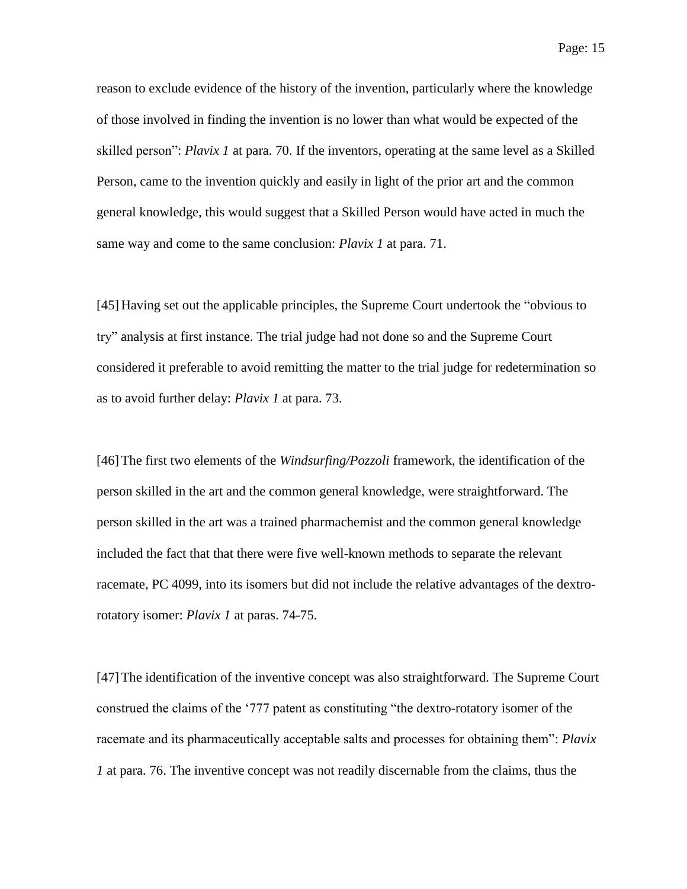reason to exclude evidence of the history of the invention, particularly where the knowledge of those involved in finding the invention is no lower than what would be expected of the skilled person": *Plavix 1* at para. 70. If the inventors, operating at the same level as a Skilled Person, came to the invention quickly and easily in light of the prior art and the common general knowledge, this would suggest that a Skilled Person would have acted in much the same way and come to the same conclusion: *Plavix 1* at para. 71.

[45] Having set out the applicable principles, the Supreme Court undertook the "obvious to try" analysis at first instance. The trial judge had not done so and the Supreme Court considered it preferable to avoid remitting the matter to the trial judge for redetermination so as to avoid further delay: *Plavix 1* at para. 73.

[46] The first two elements of the *Windsurfing/Pozzoli* framework, the identification of the person skilled in the art and the common general knowledge, were straightforward. The person skilled in the art was a trained pharmachemist and the common general knowledge included the fact that that there were five well-known methods to separate the relevant racemate, PC 4099, into its isomers but did not include the relative advantages of the dextro-rotatory isomer: *Plavix 1* at paras. 74-75.

[47] The identification of the inventive concept was also straightforward. The Supreme Court construed the claims of the '777 patent as constituting "the dextro-rotatory isomer of the racemate and its pharmaceutically acceptable salts and processes for obtaining them": *Plavix 1* at para. 76. The inventive concept was not readily discernable from the claims, thus the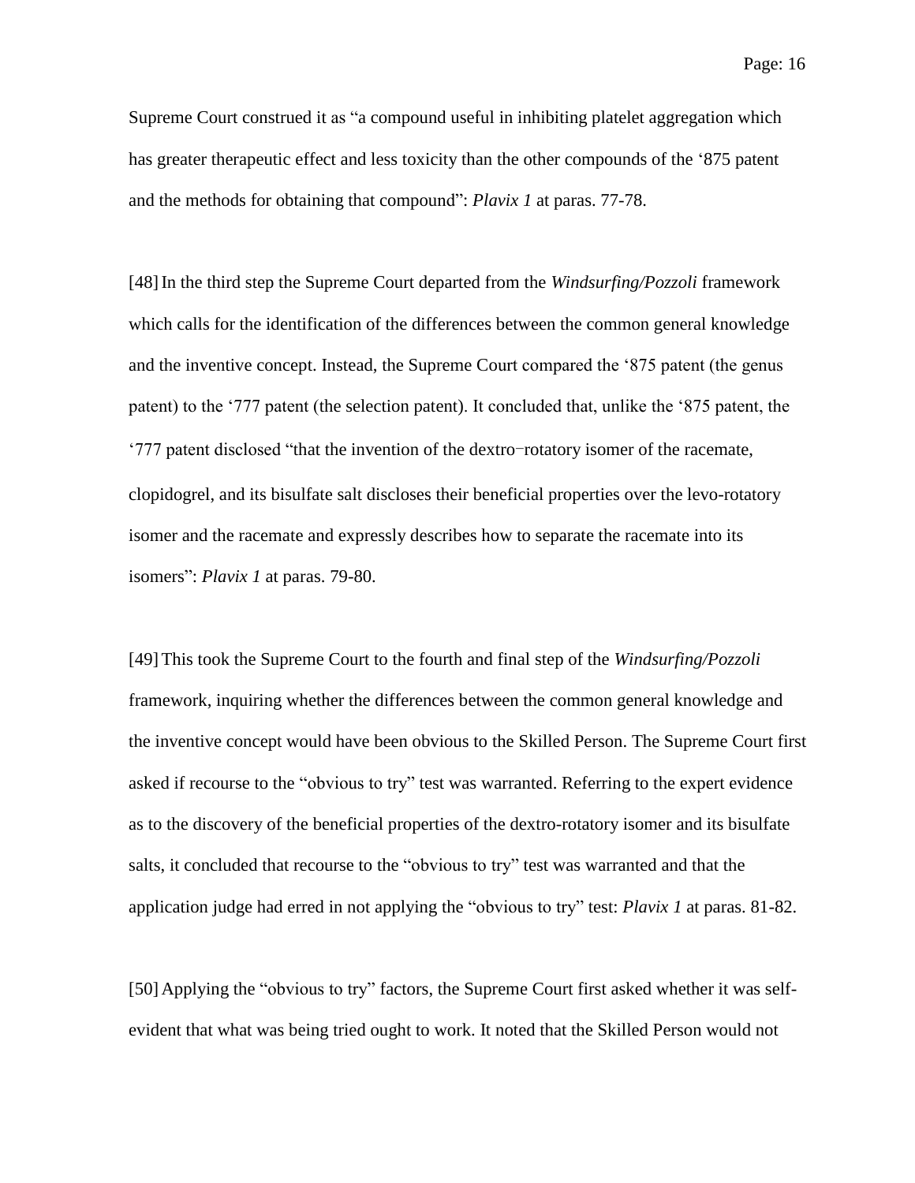Supreme Court construed it as “a compound useful in inhibiting platelet aggregation which has greater therapeutic effect and less toxicity than the other compounds of the ‘875 patent and the methods for obtaining that compound”: *Plavix 1* at paras. 77-78.

[48] In the third step the Supreme Court departed from the *Windsurfing/Pozzoli* framework which calls for the identification of the differences between the common general knowledge and the inventive concept. Instead, the Supreme Court compared the ‘875 patent (the genus patent) to the ‘777 patent (the selection patent). It concluded that, unlike the ‘875 patent, the ‘777 patent disclosed “that the invention of the dextro-rotatory isomer of the racemate, clopidogrel, and its bisulfate salt discloses their beneficial properties over the levo-rotatory isomer and the racemate and expressly describes how to separate the racemate into its isomers”: *Plavix 1* at paras. 79-80.

[49] This took the Supreme Court to the fourth and final step of the *Windsurfing/Pozzoli* framework, inquiring whether the differences between the common general knowledge and the inventive concept would have been obvious to the Skilled Person. The Supreme Court first asked if recourse to the “obvious to try” test was warranted. Referring to the expert evidence as to the discovery of the beneficial properties of the dextro-rotatory isomer and its bisulfate salts, it concluded that recourse to the “obvious to try” test was warranted and that the application judge had erred in not applying the “obvious to try” test: *Plavix 1* at paras. 81-82.

[50] Applying the “obvious to try” factors, the Supreme Court first asked whether it was self-evident that what was being tried ought to work. It noted that the Skilled Person would not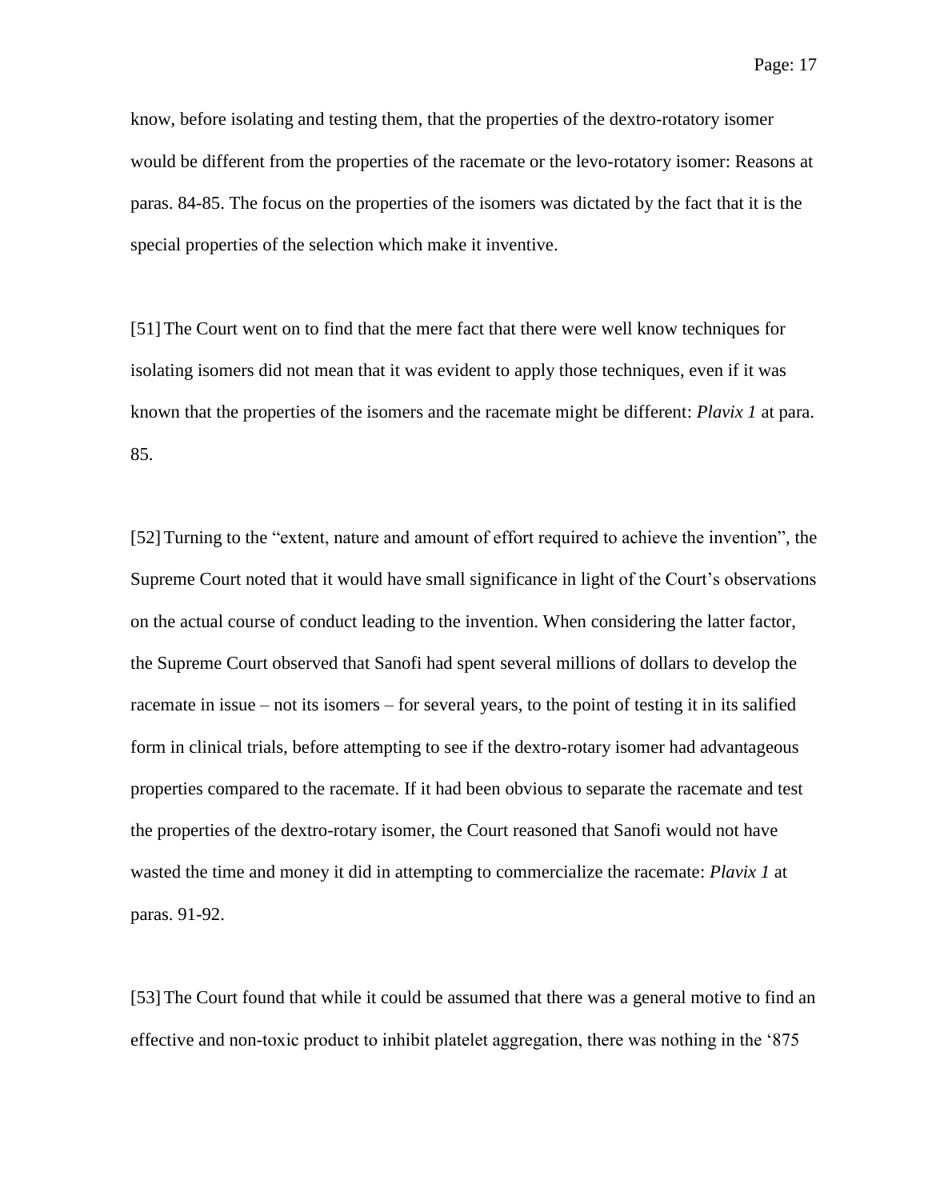know, before isolating and testing them, that the properties of the dextro-rotatory isomer would be different from the properties of the racemate or the levo-rotatory isomer: Reasons at paras. 84-85. The focus on the properties of the isomers was dictated by the fact that it is the special properties of the selection which make it inventive.

[51] The Court went on to find that the mere fact that there were well know techniques for isolating isomers did not mean that it was evident to apply those techniques, even if it was known that the properties of the isomers and the racemate might be different: *Plavix 1* at para. 85.

[52] Turning to the "extent, nature and amount of effort required to achieve the invention", the Supreme Court noted that it would have small significance in light of the Court's observations on the actual course of conduct leading to the invention. When considering the latter factor, the Supreme Court observed that Sanofi had spent several millions of dollars to develop the racemate in issue – not its isomers – for several years, to the point of testing it in its salified form in clinical trials, before attempting to see if the dextro-rotary isomer had advantageous properties compared to the racemate. If it had been obvious to separate the racemate and test the properties of the dextro-rotary isomer, the Court reasoned that Sanofi would not have wasted the time and money it did in attempting to commercialize the racemate: *Plavix 1* at paras. 91-92.

[53] The Court found that while it could be assumed that there was a general motive to find an effective and non-toxic product to inhibit platelet aggregation, there was nothing in the '875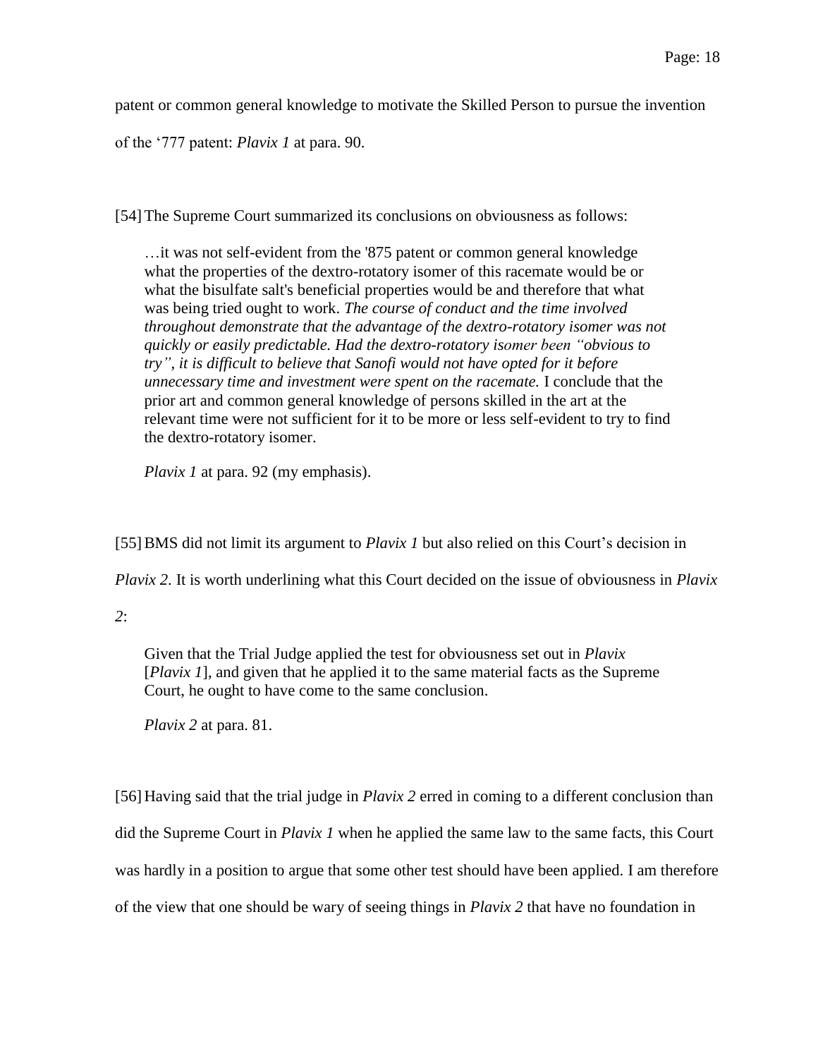patent or common general knowledge to motivate the Skilled Person to pursue the invention of the '777 patent: *Plavix 1* at para. 90.

[54] The Supreme Court summarized its conclusions on obviousness as follows:

> …it was not self-evident from the '875 patent or common general knowledge what the properties of the dextro-rotatory isomer of this racemate would be or what the bisulfate salt's beneficial properties would be and therefore that what was being tried ought to work. *The course of conduct and the time involved throughout demonstrate that the advantage of the dextro-rotatory isomer was not quickly or easily predictable. Had the dextro-rotatory isomer been "obvious to try", it is difficult to believe that Sanofi would not have opted for it before unnecessary time and investment were spent on the racemate.* I conclude that the prior art and common general knowledge of persons skilled in the art at the relevant time were not sufficient for it to be more or less self-evident to try to find the dextro-rotatory isomer.
>
> *Plavix 1* at para. 92 (my emphasis).

[55] BMS did not limit its argument to *Plavix 1* but also relied on this Court's decision in *Plavix 2*. It is worth underlining what this Court decided on the issue of obviousness in *Plavix 2*:

> Given that the Trial Judge applied the test for obviousness set out in *Plavix* [*Plavix 1*], and given that he applied it to the same material facts as the Supreme Court, he ought to have come to the same conclusion.
>
> *Plavix 2* at para. 81.

[56] Having said that the trial judge in *Plavix 2* erred in coming to a different conclusion than did the Supreme Court in *Plavix 1* when he applied the same law to the same facts, this Court was hardly in a position to argue that some other test should have been applied. I am therefore of the view that one should be wary of seeing things in *Plavix 2* that have no foundation in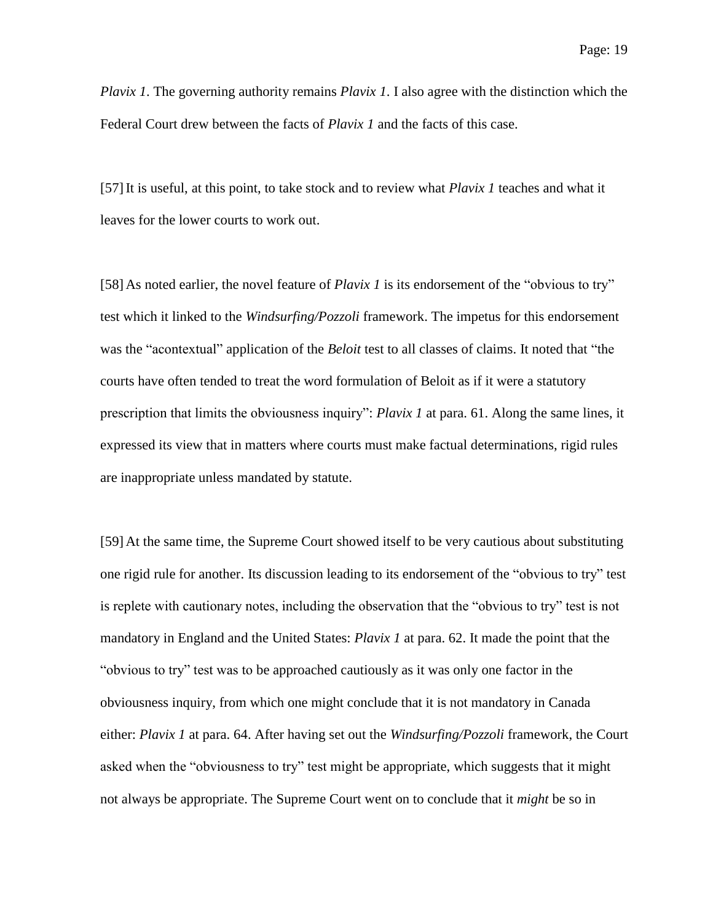*Plavix 1*. The governing authority remains *Plavix 1*. I also agree with the distinction which the Federal Court drew between the facts of *Plavix 1* and the facts of this case.

[57] It is useful, at this point, to take stock and to review what *Plavix 1* teaches and what it leaves for the lower courts to work out.

[58] As noted earlier, the novel feature of *Plavix 1* is its endorsement of the "obvious to try" test which it linked to the *Windsurfing/Pozzoli* framework. The impetus for this endorsement was the "acontextual" application of the *Beloit* test to all classes of claims. It noted that "the courts have often tended to treat the word formulation of Beloit as if it were a statutory prescription that limits the obviousness inquiry": *Plavix 1* at para. 61. Along the same lines, it expressed its view that in matters where courts must make factual determinations, rigid rules are inappropriate unless mandated by statute.

[59] At the same time, the Supreme Court showed itself to be very cautious about substituting one rigid rule for another. Its discussion leading to its endorsement of the "obvious to try" test is replete with cautionary notes, including the observation that the "obvious to try" test is not mandatory in England and the United States: *Plavix 1* at para. 62. It made the point that the "obvious to try" test was to be approached cautiously as it was only one factor in the obviousness inquiry, from which one might conclude that it is not mandatory in Canada either: *Plavix 1* at para. 64. After having set out the *Windsurfing/Pozzoli* framework, the Court asked when the "obviousness to try" test might be appropriate, which suggests that it might not always be appropriate. The Supreme Court went on to conclude that it *might* be so in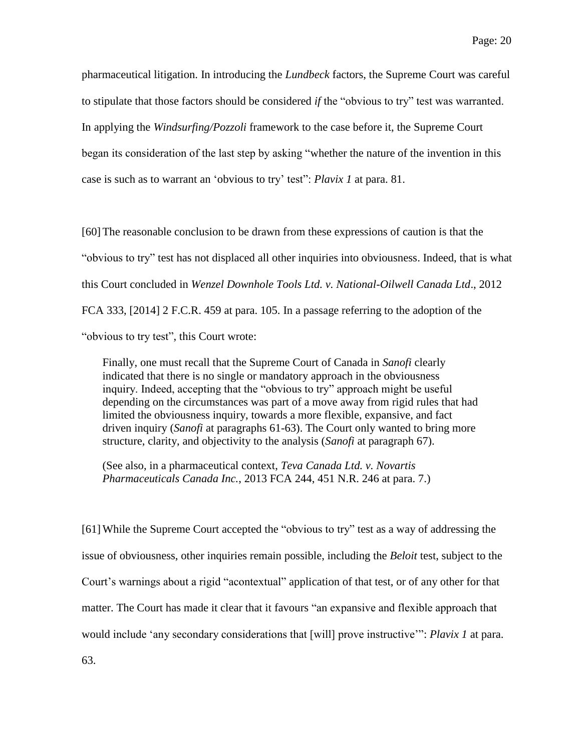pharmaceutical litigation. In introducing the *Lundbeck* factors, the Supreme Court was careful to stipulate that those factors should be considered *if* the "obvious to try" test was warranted. In applying the *Windsurfing/Pozzoli* framework to the case before it, the Supreme Court began its consideration of the last step by asking "whether the nature of the invention in this case is such as to warrant an 'obvious to try' test": *Plavix 1* at para. 81.

[60] The reasonable conclusion to be drawn from these expressions of caution is that the "obvious to try" test has not displaced all other inquiries into obviousness. Indeed, that is what this Court concluded in *Wenzel Downhole Tools Ltd. v. National-Oilwell Canada Ltd*., 2012 FCA 333, [2014] 2 F.C.R. 459 at para. 105. In a passage referring to the adoption of the "obvious to try test", this Court wrote:

> Finally, one must recall that the Supreme Court of Canada in *Sanofi* clearly indicated that there is no single or mandatory approach in the obviousness inquiry. Indeed, accepting that the "obvious to try" approach might be useful depending on the circumstances was part of a move away from rigid rules that had limited the obviousness inquiry, towards a more flexible, expansive, and fact driven inquiry (*Sanofi* at paragraphs 61-63). The Court only wanted to bring more structure, clarity, and objectivity to the analysis (*Sanofi* at paragraph 67).
>
> (See also, in a pharmaceutical context, *Teva Canada Ltd. v. Novartis Pharmaceuticals Canada Inc.*, 2013 FCA 244, 451 N.R. 246 at para. 7.)

[61] While the Supreme Court accepted the "obvious to try" test as a way of addressing the issue of obviousness, other inquiries remain possible, including the *Beloit* test, subject to the Court's warnings about a rigid "acontextual" application of that test, or of any other for that matter. The Court has made it clear that it favours "an expansive and flexible approach that would include 'any secondary considerations that [will] prove instructive'": *Plavix 1* at para. 63.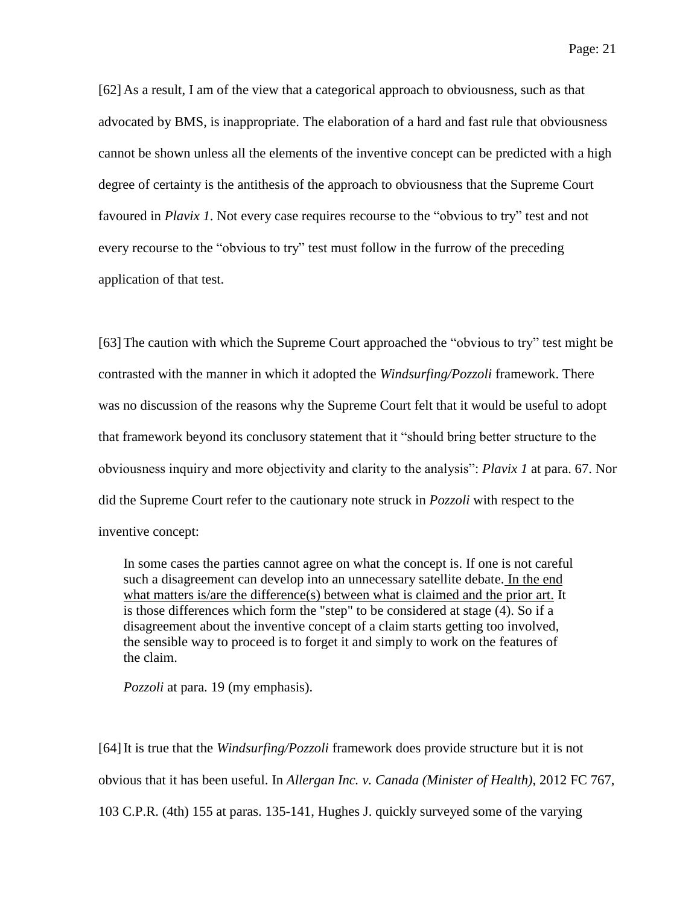[62] As a result, I am of the view that a categorical approach to obviousness, such as that advocated by BMS, is inappropriate. The elaboration of a hard and fast rule that obviousness cannot be shown unless all the elements of the inventive concept can be predicted with a high degree of certainty is the antithesis of the approach to obviousness that the Supreme Court favoured in *Plavix 1*. Not every case requires recourse to the "obvious to try" test and not every recourse to the "obvious to try" test must follow in the furrow of the preceding application of that test.

[63] The caution with which the Supreme Court approached the "obvious to try" test might be contrasted with the manner in which it adopted the *Windsurfing/Pozzoli* framework. There was no discussion of the reasons why the Supreme Court felt that it would be useful to adopt that framework beyond its conclusory statement that it "should bring better structure to the obviousness inquiry and more objectivity and clarity to the analysis": *Plavix 1* at para. 67. Nor did the Supreme Court refer to the cautionary note struck in *Pozzoli* with respect to the inventive concept:

> In some cases the parties cannot agree on what the concept is. If one is not careful such a disagreement can develop into an unnecessary satellite debate. <u>In the end what matters is/are the difference(s) between what is claimed and the prior art.</u> It is those differences which form the "step" to be considered at stage (4). So if a disagreement about the inventive concept of a claim starts getting too involved, the sensible way to proceed is to forget it and simply to work on the features of the claim.
>
> *Pozzoli* at para. 19 (my emphasis).

[64] It is true that the *Windsurfing/Pozzoli* framework does provide structure but it is not obvious that it has been useful. In *Allergan Inc. v. Canada (Minister of Health)*, 2012 FC 767, 103 C.P.R. (4th) 155 at paras. 135-141, Hughes J. quickly surveyed some of the varying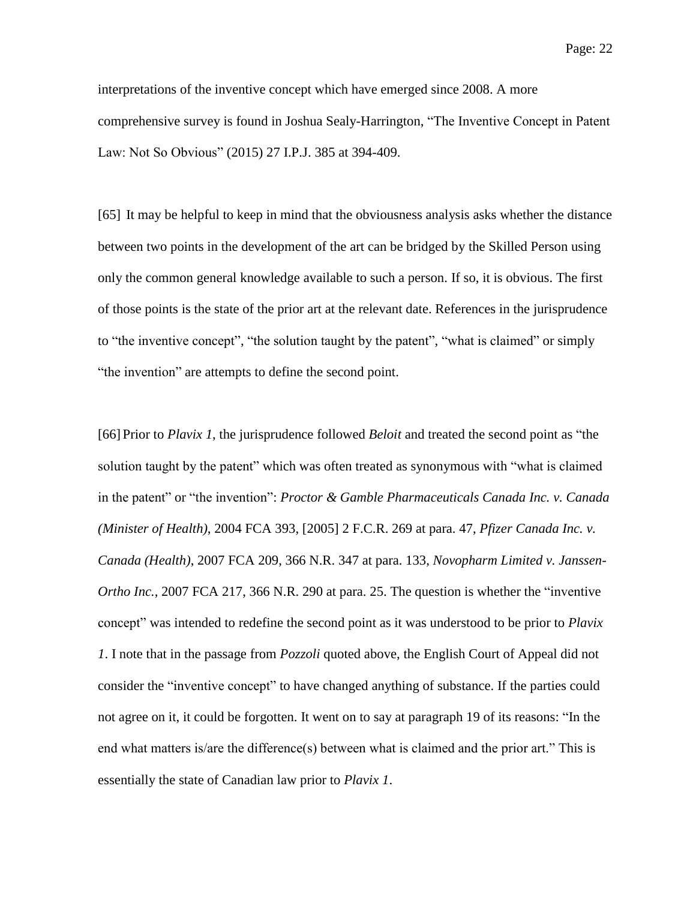interpretations of the inventive concept which have emerged since 2008. A more comprehensive survey is found in Joshua Sealy-Harrington, "The Inventive Concept in Patent Law: Not So Obvious" (2015) 27 I.P.J. 385 at 394-409.

[65] It may be helpful to keep in mind that the obviousness analysis asks whether the distance between two points in the development of the art can be bridged by the Skilled Person using only the common general knowledge available to such a person. If so, it is obvious. The first of those points is the state of the prior art at the relevant date. References in the jurisprudence to "the inventive concept", "the solution taught by the patent", "what is claimed" or simply "the invention" are attempts to define the second point.

[66] Prior to *Plavix 1*, the jurisprudence followed *Beloit* and treated the second point as "the solution taught by the patent" which was often treated as synonymous with "what is claimed in the patent" or "the invention": *Proctor & Gamble Pharmaceuticals Canada Inc. v. Canada (Minister of Health)*, 2004 FCA 393, [2005] 2 F.C.R. 269 at para. 47, *Pfizer Canada Inc. v. Canada (Health)*, 2007 FCA 209, 366 N.R. 347 at para. 133, *Novopharm Limited v. Janssen-Ortho Inc.*, 2007 FCA 217, 366 N.R. 290 at para. 25. The question is whether the "inventive concept" was intended to redefine the second point as it was understood to be prior to *Plavix 1*. I note that in the passage from *Pozzoli* quoted above, the English Court of Appeal did not consider the "inventive concept" to have changed anything of substance. If the parties could not agree on it, it could be forgotten. It went on to say at paragraph 19 of its reasons: "In the end what matters is/are the difference(s) between what is claimed and the prior art." This is essentially the state of Canadian law prior to *Plavix 1*.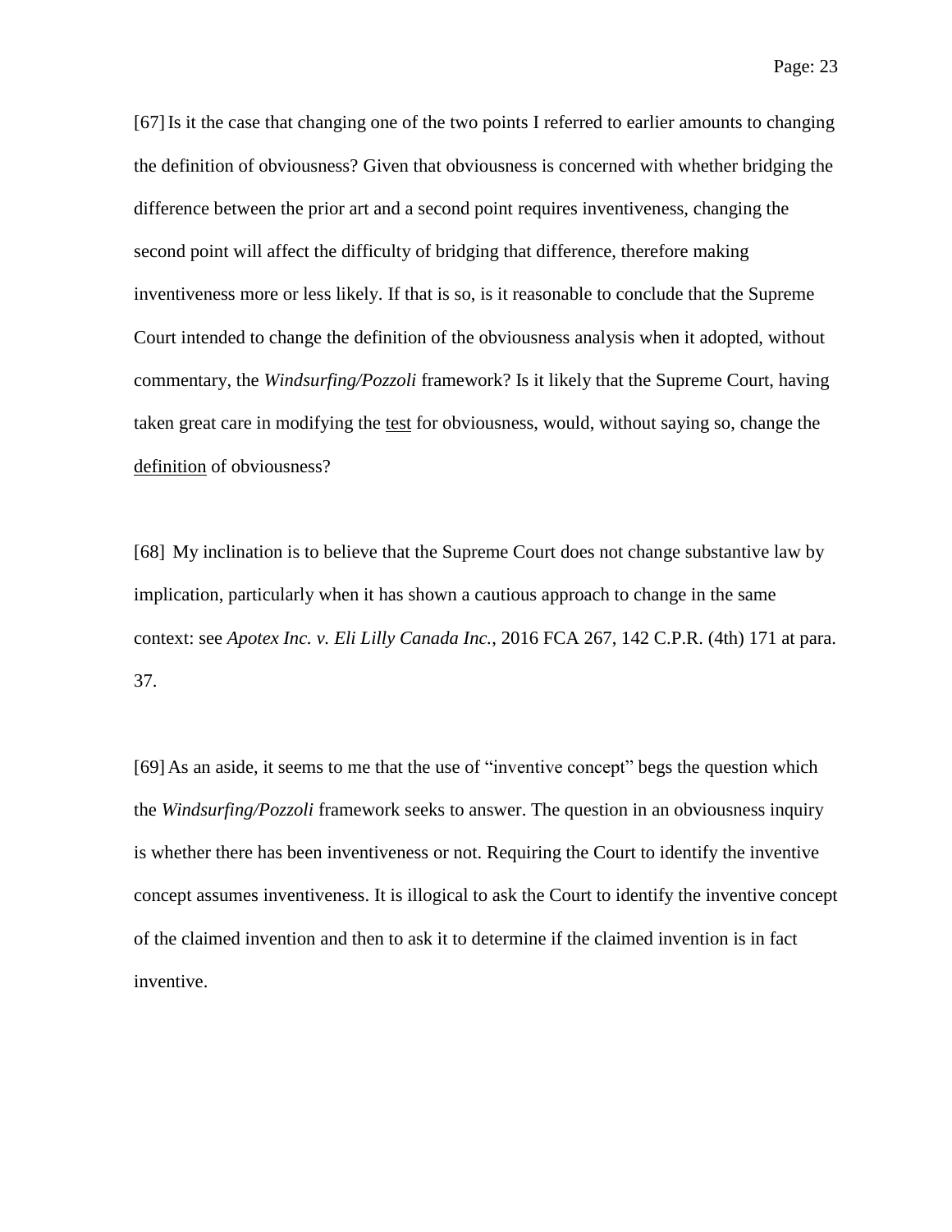[67] Is it the case that changing one of the two points I referred to earlier amounts to changing the definition of obviousness? Given that obviousness is concerned with whether bridging the difference between the prior art and a second point requires inventiveness, changing the second point will affect the difficulty of bridging that difference, therefore making inventiveness more or less likely. If that is so, is it reasonable to conclude that the Supreme Court intended to change the definition of the obviousness analysis when it adopted, without commentary, the *Windsurfing/Pozzoli* framework? Is it likely that the Supreme Court, having taken great care in modifying the <u>test</u> for obviousness, would, without saying so, change the <u>definition</u> of obviousness?

[68] My inclination is to believe that the Supreme Court does not change substantive law by implication, particularly when it has shown a cautious approach to change in the same context: see *Apotex Inc. v. Eli Lilly Canada Inc.*, 2016 FCA 267, 142 C.P.R. (4th) 171 at para. 37.

[69] As an aside, it seems to me that the use of "inventive concept" begs the question which the *Windsurfing/Pozzoli* framework seeks to answer. The question in an obviousness inquiry is whether there has been inventiveness or not. Requiring the Court to identify the inventive concept assumes inventiveness. It is illogical to ask the Court to identify the inventive concept of the claimed invention and then to ask it to determine if the claimed invention is in fact inventive.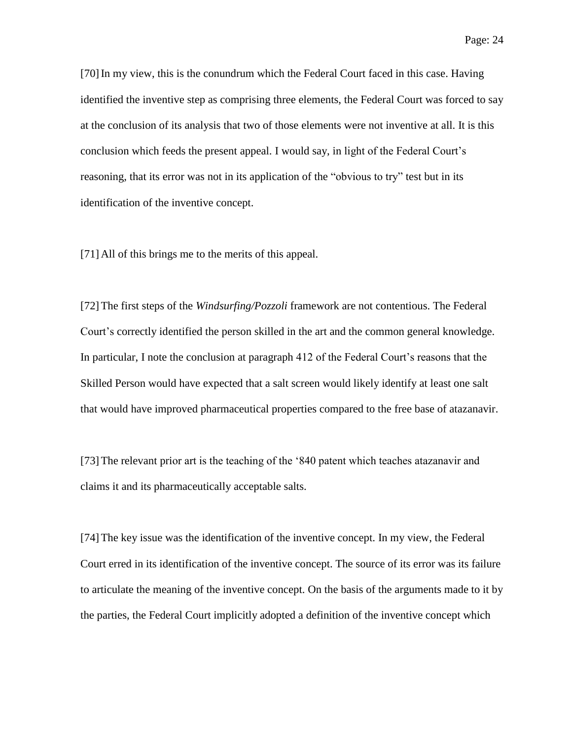[70] In my view, this is the conundrum which the Federal Court faced in this case. Having identified the inventive step as comprising three elements, the Federal Court was forced to say at the conclusion of its analysis that two of those elements were not inventive at all. It is this conclusion which feeds the present appeal. I would say, in light of the Federal Court's reasoning, that its error was not in its application of the "obvious to try" test but in its identification of the inventive concept.

[71] All of this brings me to the merits of this appeal.

[72] The first steps of the *Windsurfing/Pozzoli* framework are not contentious. The Federal Court's correctly identified the person skilled in the art and the common general knowledge. In particular, I note the conclusion at paragraph 412 of the Federal Court's reasons that the Skilled Person would have expected that a salt screen would likely identify at least one salt that would have improved pharmaceutical properties compared to the free base of atazanavir.

[73] The relevant prior art is the teaching of the '840 patent which teaches atazanavir and claims it and its pharmaceutically acceptable salts.

[74] The key issue was the identification of the inventive concept. In my view, the Federal Court erred in its identification of the inventive concept. The source of its error was its failure to articulate the meaning of the inventive concept. On the basis of the arguments made to it by the parties, the Federal Court implicitly adopted a definition of the inventive concept which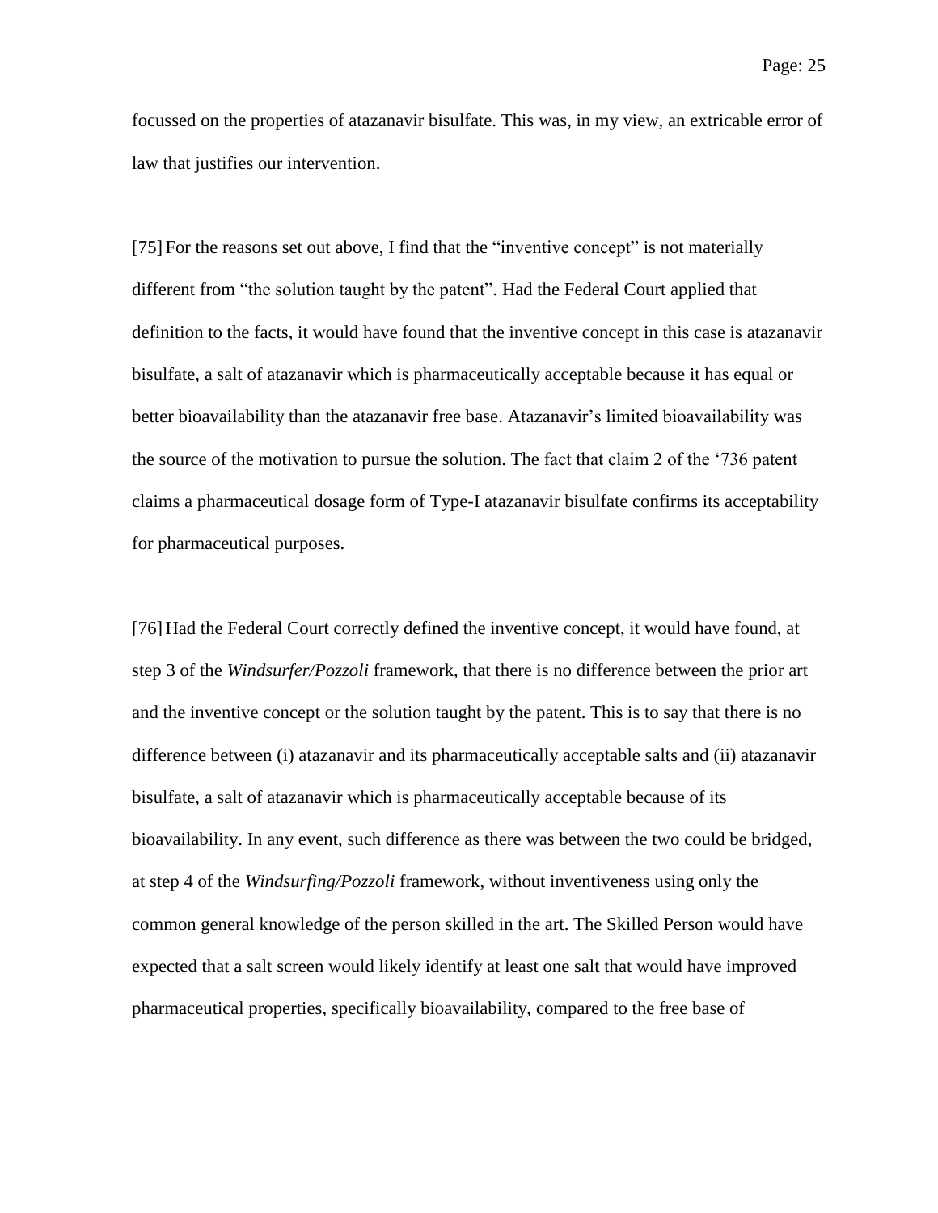focussed on the properties of atazanavir bisulfate. This was, in my view, an extricable error of law that justifies our intervention.

[75] For the reasons set out above, I find that the "inventive concept" is not materially different from "the solution taught by the patent". Had the Federal Court applied that definition to the facts, it would have found that the inventive concept in this case is atazanavir bisulfate, a salt of atazanavir which is pharmaceutically acceptable because it has equal or better bioavailability than the atazanavir free base. Atazanavir's limited bioavailability was the source of the motivation to pursue the solution. The fact that claim 2 of the '736 patent claims a pharmaceutical dosage form of Type-I atazanavir bisulfate confirms its acceptability for pharmaceutical purposes.

[76] Had the Federal Court correctly defined the inventive concept, it would have found, at step 3 of the *Windsurfer/Pozzoli* framework, that there is no difference between the prior art and the inventive concept or the solution taught by the patent. This is to say that there is no difference between (i) atazanavir and its pharmaceutically acceptable salts and (ii) atazanavir bisulfate, a salt of atazanavir which is pharmaceutically acceptable because of its bioavailability. In any event, such difference as there was between the two could be bridged, at step 4 of the *Windsurfing/Pozzoli* framework, without inventiveness using only the common general knowledge of the person skilled in the art. The Skilled Person would have expected that a salt screen would likely identify at least one salt that would have improved pharmaceutical properties, specifically bioavailability, compared to the free base of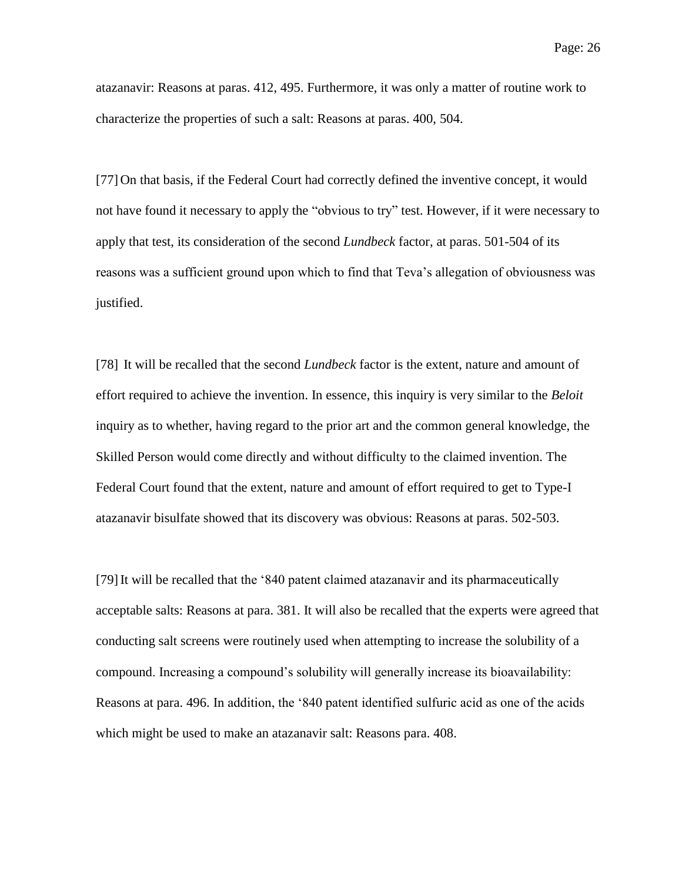atazanavir: Reasons at paras. 412, 495. Furthermore, it was only a matter of routine work to characterize the properties of such a salt: Reasons at paras. 400, 504.

[77] On that basis, if the Federal Court had correctly defined the inventive concept, it would not have found it necessary to apply the "obvious to try" test. However, if it were necessary to apply that test, its consideration of the second *Lundbeck* factor, at paras. 501-504 of its reasons was a sufficient ground upon which to find that Teva's allegation of obviousness was justified.

[78] It will be recalled that the second *Lundbeck* factor is the extent, nature and amount of effort required to achieve the invention. In essence, this inquiry is very similar to the *Beloit* inquiry as to whether, having regard to the prior art and the common general knowledge, the Skilled Person would come directly and without difficulty to the claimed invention. The Federal Court found that the extent, nature and amount of effort required to get to Type-I atazanavir bisulfate showed that its discovery was obvious: Reasons at paras. 502-503.

[79] It will be recalled that the '840 patent claimed atazanavir and its pharmaceutically acceptable salts: Reasons at para. 381. It will also be recalled that the experts were agreed that conducting salt screens were routinely used when attempting to increase the solubility of a compound. Increasing a compound's solubility will generally increase its bioavailability: Reasons at para. 496. In addition, the '840 patent identified sulfuric acid as one of the acids which might be used to make an atazanavir salt: Reasons para. 408.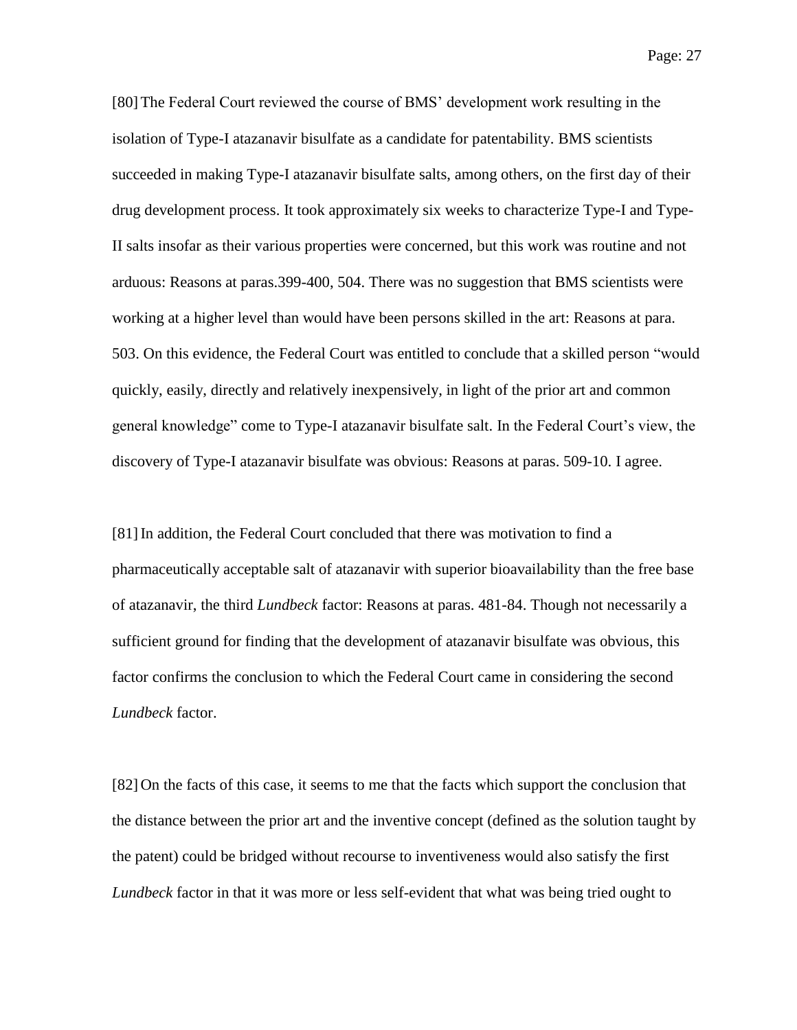[80] The Federal Court reviewed the course of BMS' development work resulting in the isolation of Type-I atazanavir bisulfate as a candidate for patentability. BMS scientists succeeded in making Type-I atazanavir bisulfate salts, among others, on the first day of their drug development process. It took approximately six weeks to characterize Type-I and Type-II salts insofar as their various properties were concerned, but this work was routine and not arduous: Reasons at paras.399-400, 504. There was no suggestion that BMS scientists were working at a higher level than would have been persons skilled in the art: Reasons at para. 503. On this evidence, the Federal Court was entitled to conclude that a skilled person "would quickly, easily, directly and relatively inexpensively, in light of the prior art and common general knowledge" come to Type-I atazanavir bisulfate salt. In the Federal Court's view, the discovery of Type-I atazanavir bisulfate was obvious: Reasons at paras. 509-10. I agree.

[81] In addition, the Federal Court concluded that there was motivation to find a pharmaceutically acceptable salt of atazanavir with superior bioavailability than the free base of atazanavir, the third *Lundbeck* factor: Reasons at paras. 481-84. Though not necessarily a sufficient ground for finding that the development of atazanavir bisulfate was obvious, this factor confirms the conclusion to which the Federal Court came in considering the second *Lundbeck* factor.

[82] On the facts of this case, it seems to me that the facts which support the conclusion that the distance between the prior art and the inventive concept (defined as the solution taught by the patent) could be bridged without recourse to inventiveness would also satisfy the first *Lundbeck* factor in that it was more or less self-evident that what was being tried ought to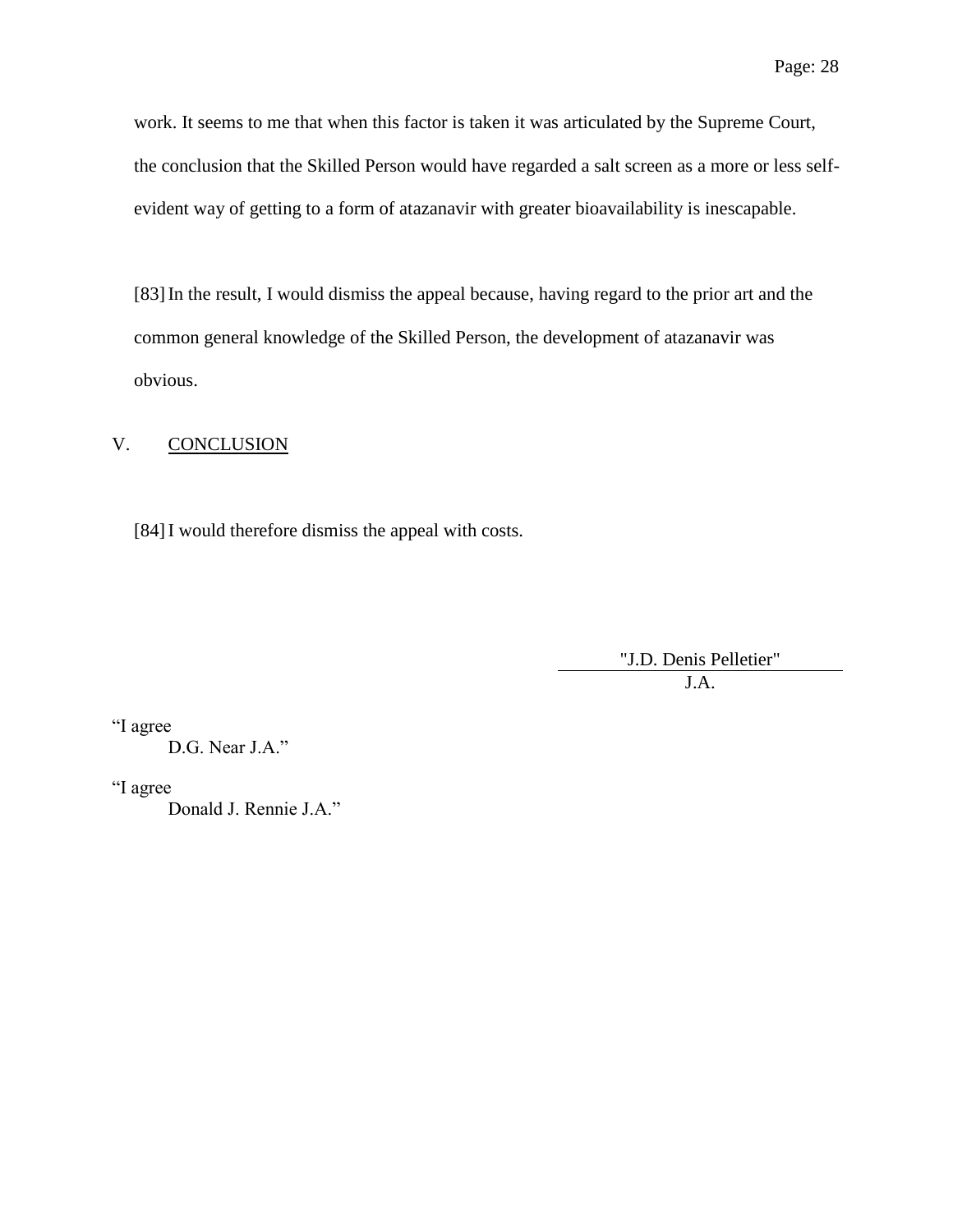work. It seems to me that when this factor is taken it was articulated by the Supreme Court, the conclusion that the Skilled Person would have regarded a salt screen as a more or less self-evident way of getting to a form of atazanavir with greater bioavailability is inescapable.

[83] In the result, I would dismiss the appeal because, having regard to the prior art and the common general knowledge of the Skilled Person, the development of atazanavir was obvious.

## V. CONCLUSION

[84] I would therefore dismiss the appeal with costs.

"J.D. Denis Pelletier"
J.A.

"I agree
D.G. Near J.A."

"I agree
Donald J. Rennie J.A."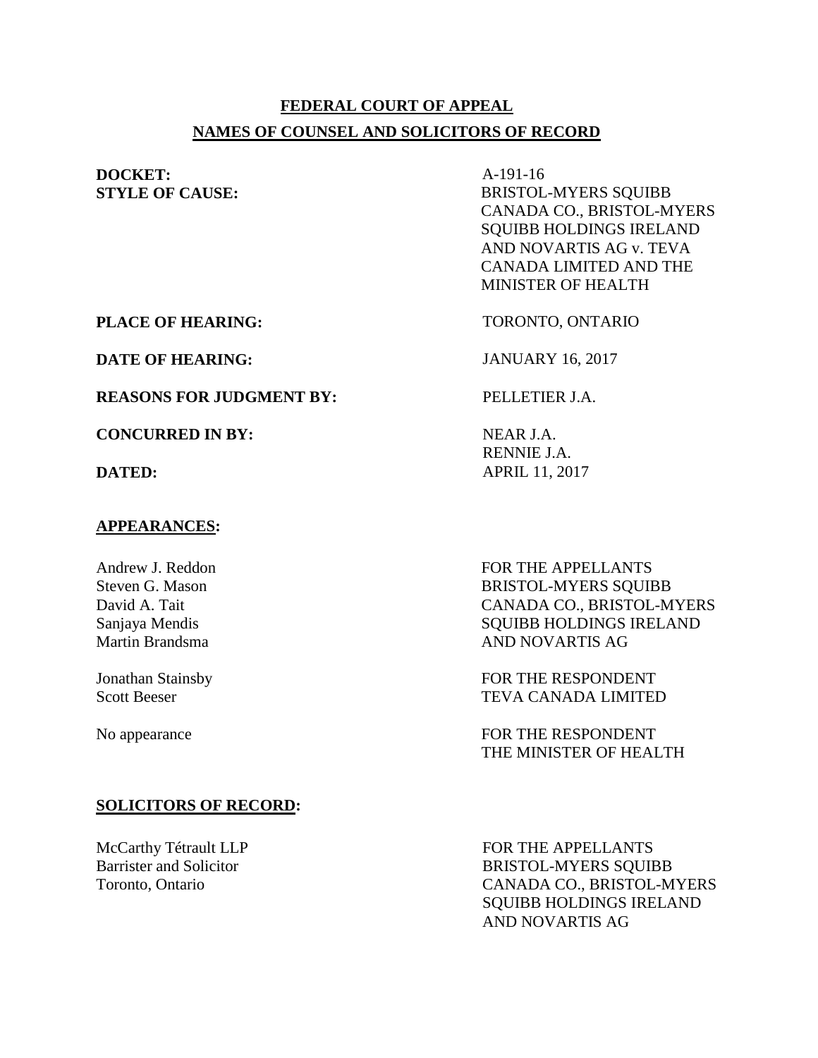**FEDERAL COURT OF APPEAL**

**NAMES OF COUNSEL AND SOLICITORS OF RECORD**

| | |
|---|---|
| **DOCKET:** | A-191-16 |
| **STYLE OF CAUSE:** | BRISTOL-MYERS SQUIBB CANADA CO., BRISTOL-MYERS SQUIBB HOLDINGS IRELAND AND NOVARTIS AG v. TEVA CANADA LIMITED AND THE MINISTER OF HEALTH |
| **PLACE OF HEARING:** | TORONTO, ONTARIO |
| **DATE OF HEARING:** | JANUARY 16, 2017 |
| **REASONS FOR JUDGMENT BY:** | PELLETIER J.A. |
| **CONCURRED IN BY:** | NEAR J.A.<br>RENNIE J.A. |
| **DATED:** | APRIL 11, 2017 |

**APPEARANCES:**

| | |
|---|---|
| Andrew J. Reddon<br>Steven G. Mason<br>David A. Tait<br>Sanjaya Mendis<br>Martin Brandsma | FOR THE APPELLANTS<br>BRISTOL-MYERS SQUIBB CANADA CO., BRISTOL-MYERS SQUIBB HOLDINGS IRELAND AND NOVARTIS AG |
| Jonathan Stainsby<br>Scott Beeser | FOR THE RESPONDENT<br>TEVA CANADA LIMITED |
| No appearance | FOR THE RESPONDENT<br>THE MINISTER OF HEALTH |

**SOLICITORS OF RECORD:**

| | |
|---|---|
| McCarthy Tétrault LLP<br>Barrister and Solicitor<br>Toronto, Ontario | FOR THE APPELLANTS<br>BRISTOL-MYERS SQUIBB CANADA CO., BRISTOL-MYERS SQUIBB HOLDINGS IRELAND AND NOVARTIS AG |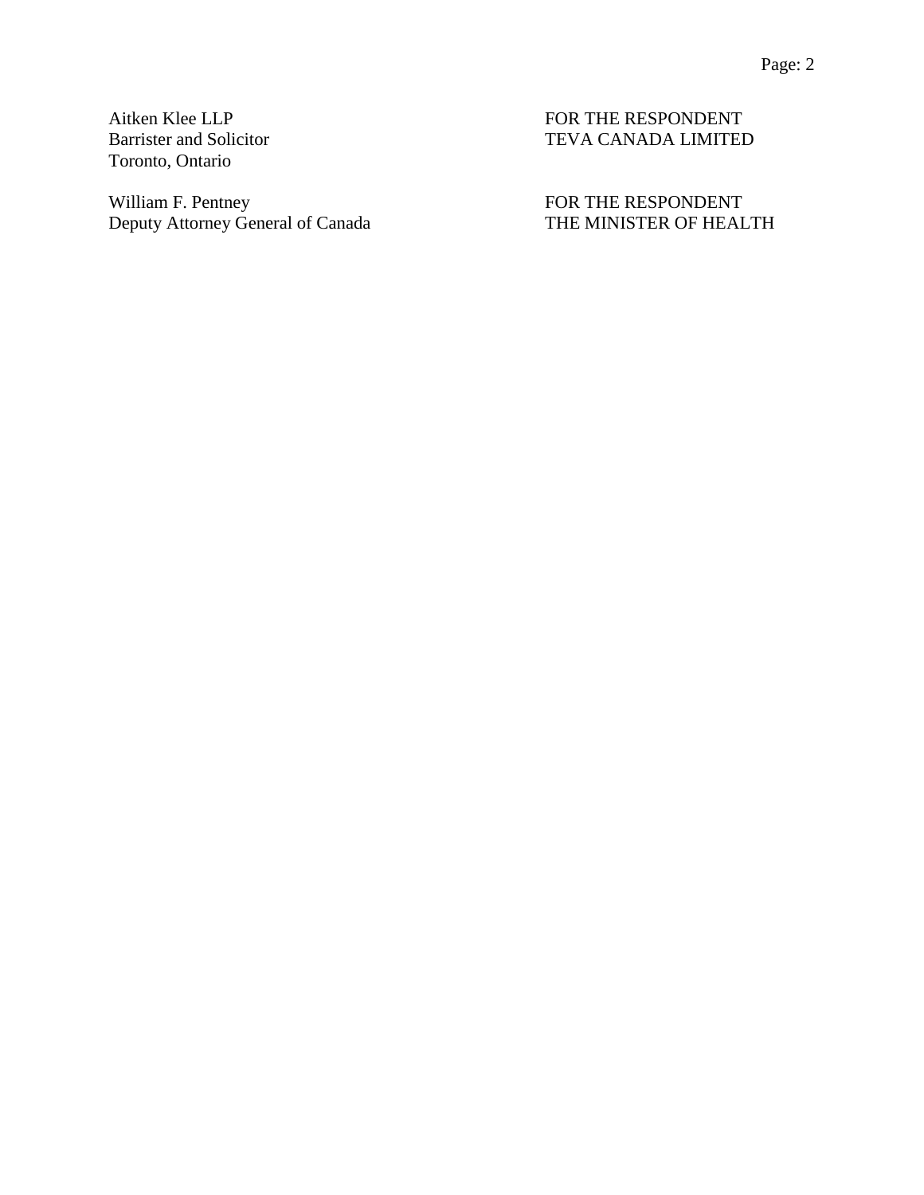| | |
|---|---|
| Aitken Klee LLP<br>Barrister and Solicitor<br>Toronto, Ontario | FOR THE RESPONDENT<br>TEVA CANADA LIMITED |
| William F. Pentney<br>Deputy Attorney General of Canada | FOR THE RESPONDENT<br>THE MINISTER OF HEALTH |